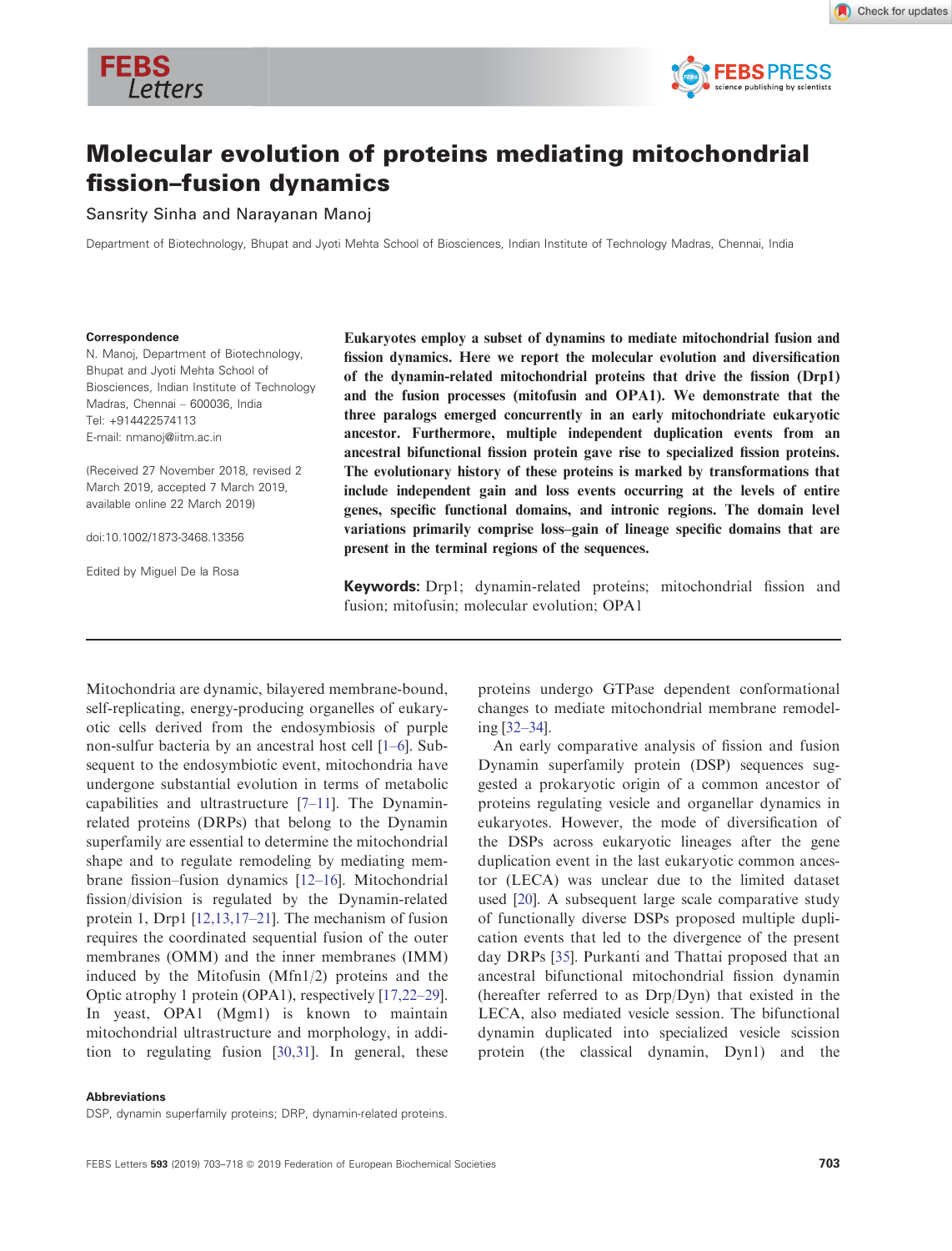# Molecular evolution of proteins mediating mitochondrial fission–fusion dynamics

Sansrity Sinha and Narayanan Manoj

Department of Biotechnology, Bhupat and Jyoti Mehta School of Biosciences, Indian Institute of Technology Madras, Chennai, India

**Correspondence**
N. Manoj, Department of Biotechnology, Bhupat and Jyoti Mehta School of Biosciences, Indian Institute of Technology Madras, Chennai – 600036, India
Tel: +914422574113
E-mail: nmanoj@iitm.ac.in

(Received 27 November 2018, revised 2 March 2019, accepted 7 March 2019, available online 22 March 2019)

doi:10.1002/1873-3468.13356

Edited by Miguel De la Rosa

**Eukaryotes employ a subset of dynamins to mediate mitochondrial fusion and fission dynamics. Here we report the molecular evolution and diversification of the dynamin-related mitochondrial proteins that drive the fission (Drp1) and the fusion processes (mitofusin and OPA1). We demonstrate that the three paralogs emerged concurrently in an early mitochondriate eukaryotic ancestor. Furthermore, multiple independent duplication events from an ancestral bifunctional fission protein gave rise to specialized fission proteins. The evolutionary history of these proteins is marked by transformations that include independent gain and loss events occurring at the levels of entire genes, specific functional domains, and intronic regions. The domain level variations primarily comprise loss–gain of lineage specific domains that are present in the terminal regions of the sequences.**

**Keywords:** Drp1; dynamin-related proteins; mitochondrial fission and fusion; mitofusin; molecular evolution; OPA1

Mitochondria are dynamic, bilayered membrane-bound, self-replicating, energy-producing organelles of eukaryotic cells derived from the endosymbiosis of purple non-sulfur bacteria by an ancestral host cell [1–6]. Subsequent to the endosymbiotic event, mitochondria have undergone substantial evolution in terms of metabolic capabilities and ultrastructure [7–11]. The Dynamin-related proteins (DRPs) that belong to the Dynamin superfamily are essential to determine the mitochondrial shape and to regulate remodeling by mediating membrane fission–fusion dynamics [12–16]. Mitochondrial fission/division is regulated by the Dynamin-related protein 1, Drp1 [12,13,17–21]. The mechanism of fusion requires the coordinated sequential fusion of the outer membranes (OMM) and the inner membranes (IMM) induced by the Mitofusin (Mfn1/2) proteins and the Optic atrophy 1 protein (OPA1), respectively [17,22–29]. In yeast, OPA1 (Mgm1) is known to maintain mitochondrial ultrastructure and morphology, in addition to regulating fusion [30,31]. In general, these proteins undergo GTPase dependent conformational changes to mediate mitochondrial membrane remodeling [32–34].

An early comparative analysis of fission and fusion Dynamin superfamily protein (DSP) sequences suggested a prokaryotic origin of a common ancestor of proteins regulating vesicle and organellar dynamics in eukaryotes. However, the mode of diversification of the DSPs across eukaryotic lineages after the gene duplication event in the last eukaryotic common ancestor (LECA) was unclear due to the limited dataset used [20]. A subsequent large scale comparative study of functionally diverse DSPs proposed multiple duplication events that led to the divergence of the present day DRPs [35]. Purkanti and Thattai proposed that an ancestral bifunctional mitochondrial fission dynamin (hereafter referred to as Drp/Dyn) that existed in the LECA, also mediated vesicle session. The bifunctional dynamin duplicated into specialized vesicle scission protein (the classical dynamin, Dyn1) and the

**Abbreviations**
DSP, dynamin superfamily proteins; DRP, dynamin-related proteins.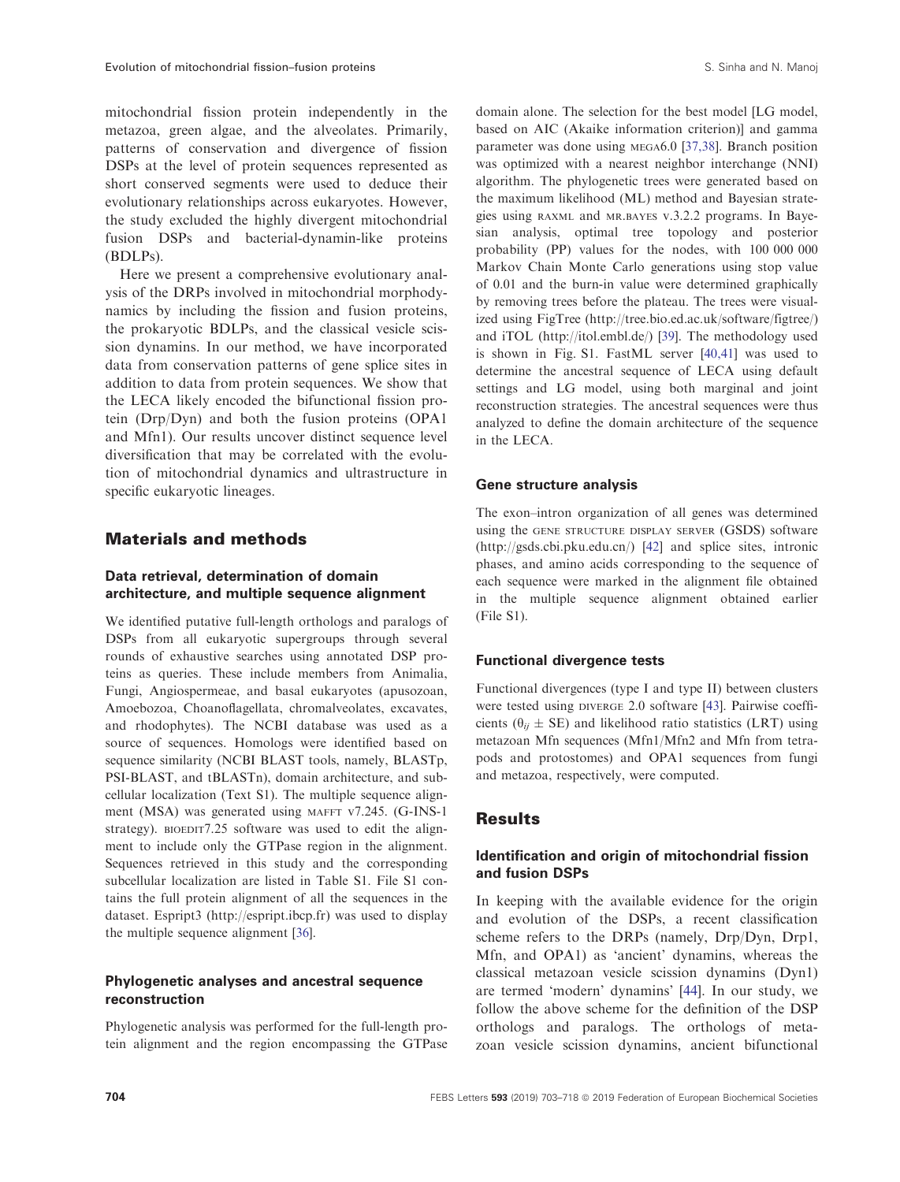mitochondrial fission protein independently in the metazoa, green algae, and the alveolates. Primarily, patterns of conservation and divergence of fission DSPs at the level of protein sequences represented as short conserved segments were used to deduce their evolutionary relationships across eukaryotes. However, the study excluded the highly divergent mitochondrial fusion DSPs and bacterial-dynamin-like proteins (BDLPs).

Here we present a comprehensive evolutionary analysis of the DRPs involved in mitochondrial morphodynamics by including the fission and fusion proteins, the prokaryotic BDLPs, and the classical vesicle scission dynamins. In our method, we have incorporated data from conservation patterns of gene splice sites in addition to data from protein sequences. We show that the LECA likely encoded the bifunctional fission protein (Drp/Dyn) and both the fusion proteins (OPA1 and Mfn1). Our results uncover distinct sequence level diversification that may be correlated with the evolution of mitochondrial dynamics and ultrastructure in specific eukaryotic lineages.

## Materials and methods

### Data retrieval, determination of domain architecture, and multiple sequence alignment

We identified putative full-length orthologs and paralogs of DSPs from all eukaryotic supergroups through several rounds of exhaustive searches using annotated DSP proteins as queries. These include members from Animalia, Fungi, Angiospermeae, and basal eukaryotes (apusozoan, Amoebozoa, Choanoflagellata, chromalveolates, excavates, and rhodophytes). The NCBI database was used as a source of sequences. Homologs were identified based on sequence similarity (NCBI BLAST tools, namely, BLASTp, PSI-BLAST, and tBLASTn), domain architecture, and subcellular localization (Text S1). The multiple sequence alignment (MSA) was generated using MAFFT v7.245. (G-INS-1 strategy). BIOEDIT7.25 software was used to edit the alignment to include only the GTPase region in the alignment. Sequences retrieved in this study and the corresponding subcellular localization are listed in Table S1. File S1 contains the full protein alignment of all the sequences in the dataset. Espript3 (http://espript.ibcp.fr) was used to display the multiple sequence alignment [36].

### Phylogenetic analyses and ancestral sequence reconstruction

Phylogenetic analysis was performed for the full-length protein alignment and the region encompassing the GTPase domain alone. The selection for the best model [LG model, based on AIC (Akaike information criterion)] and gamma parameter was done using MEGA6.0 [37,38]. Branch position was optimized with a nearest neighbor interchange (NNI) algorithm. The phylogenetic trees were generated based on the maximum likelihood (ML) method and Bayesian strategies using RAXML and MR.BAYES v.3.2.2 programs. In Bayesian analysis, optimal tree topology and posterior probability (PP) values for the nodes, with 100 000 000 Markov Chain Monte Carlo generations using stop value of 0.01 and the burn-in value were determined graphically by removing trees before the plateau. The trees were visualized using FigTree (http://tree.bio.ed.ac.uk/software/figtree/) and iTOL (http://itol.embl.de/) [39]. The methodology used is shown in Fig. S1. FastML server [40,41] was used to determine the ancestral sequence of LECA using default settings and LG model, using both marginal and joint reconstruction strategies. The ancestral sequences were thus analyzed to define the domain architecture of the sequence in the LECA.

### Gene structure analysis

The exon–intron organization of all genes was determined using the GENE STRUCTURE DISPLAY SERVER (GSDS) software (http://gsds.cbi.pku.edu.cn/) [42] and splice sites, intronic phases, and amino acids corresponding to the sequence of each sequence were marked in the alignment file obtained in the multiple sequence alignment obtained earlier (File S1).

### Functional divergence tests

Functional divergences (type I and type II) between clusters were tested using DIVERGE 2.0 software [43]. Pairwise coefficients ($\theta_{ij} \pm$ SE) and likelihood ratio statistics (LRT) using metazoan Mfn sequences (Mfn1/Mfn2 and Mfn from tetrapods and protostomes) and OPA1 sequences from fungi and metazoa, respectively, were computed.

## Results

### Identification and origin of mitochondrial fission and fusion DSPs

In keeping with the available evidence for the origin and evolution of the DSPs, a recent classification scheme refers to the DRPs (namely, Drp/Dyn, Drp1, Mfn, and OPA1) as 'ancient' dynamins, whereas the classical metazoan vesicle scission dynamins (Dyn1) are termed 'modern' dynamins' [44]. In our study, we follow the above scheme for the definition of the DSP orthologs and paralogs. The orthologs of metazoan vesicle scission dynamins, ancient bifunctional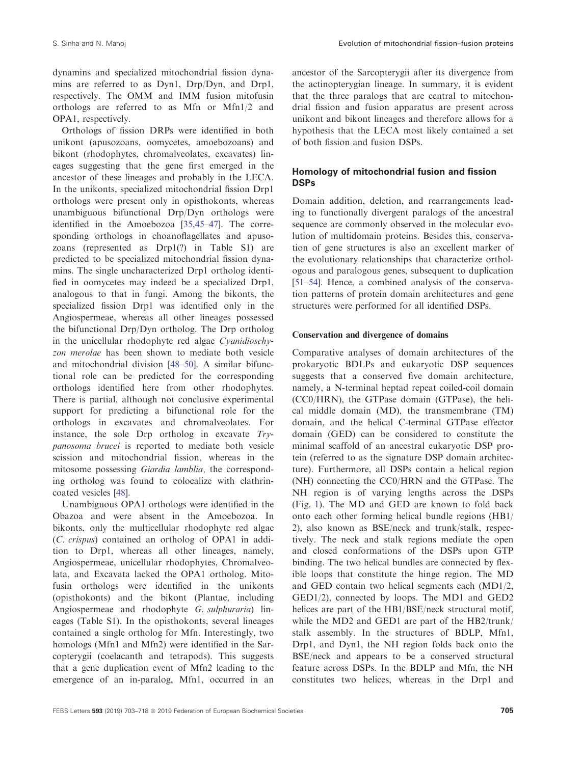dynamins and specialized mitochondrial fission dynamins are referred to as Dyn1, Drp/Dyn, and Drp1, respectively. The OMM and IMM fusion mitofusin orthologs are referred to as Mfn or Mfn1/2 and OPA1, respectively.

Orthologs of fission DRPs were identified in both unikont (apusozoans, oomycetes, amoebozoans) and bikont (rhodophytes, chromalveolates, excavates) lineages suggesting that the gene first emerged in the ancestor of these lineages and probably in the LECA. In the unikonts, specialized mitochondrial fission Drp1 orthologs were present only in opisthokonts, whereas unambiguous bifunctional Drp/Dyn orthologs were identified in the Amoebozoa [35,45–47]. The corresponding orthologs in choanoflagellates and apusozoans (represented as Drp1(?) in Table S1) are predicted to be specialized mitochondrial fission dynamins. The single uncharacterized Drp1 ortholog identified in oomycetes may indeed be a specialized Drp1, analogous to that in fungi. Among the bikonts, the specialized fission Drp1 was identified only in the Angiospermeae, whereas all other lineages possessed the bifunctional Drp/Dyn ortholog. The Drp ortholog in the unicellular rhodophyte red algae *Cyanidioschyzon merolae* has been shown to mediate both vesicle and mitochondrial division [48–50]. A similar bifunctional role can be predicted for the corresponding orthologs identified here from other rhodophytes. There is partial, although not conclusive experimental support for predicting a bifunctional role for the orthologs in excavates and chromalveolates. For instance, the sole Drp ortholog in excavate *Trypanosoma brucei* is reported to mediate both vesicle scission and mitochondrial fission, whereas in the mitosome possessing *Giardia lamblia*, the corresponding ortholog was found to colocalize with clathrin-coated vesicles [48].

Unambiguous OPA1 orthologs were identified in the Obazoa and were absent in the Amoebozoa. In bikonts, only the multicellular rhodophyte red algae (*C. crispus*) contained an ortholog of OPA1 in addition to Drp1, whereas all other lineages, namely, Angiospermeae, unicellular rhodophytes, Chromalveolata, and Excavata lacked the OPA1 ortholog. Mitofusin orthologs were identified in the unikonts (opisthokonts) and the bikont (Plantae, including Angiospermeae and rhodophyte *G. sulphuraria*) lineages (Table S1). In the opisthokonts, several lineages contained a single ortholog for Mfn. Interestingly, two homologs (Mfn1 and Mfn2) were identified in the Sarcopterygii (coelacanth and tetrapods). This suggests that a gene duplication event of Mfn2 leading to the emergence of an in-paralog, Mfn1, occurred in an ancestor of the Sarcopterygii after its divergence from the actinopterygian lineage. In summary, it is evident that the three paralogs that are central to mitochondrial fission and fusion apparatus are present across unikont and bikont lineages and therefore allows for a hypothesis that the LECA most likely contained a set of both fission and fusion DSPs.

## Homology of mitochondrial fusion and fission DSPs

Domain addition, deletion, and rearrangements leading to functionally divergent paralogs of the ancestral sequence are commonly observed in the molecular evolution of multidomain proteins. Besides this, conservation of gene structures is also an excellent marker of the evolutionary relationships that characterize orthologous and paralogous genes, subsequent to duplication [51–54]. Hence, a combined analysis of the conservation patterns of protein domain architectures and gene structures were performed for all identified DSPs.

### Conservation and divergence of domains

Comparative analyses of domain architectures of the prokaryotic BDLPs and eukaryotic DSP sequences suggests that a conserved five domain architecture, namely, a N-terminal heptad repeat coiled-coil domain (CC0/HRN), the GTPase domain (GTPase), the helical middle domain (MD), the transmembrane (TM) domain, and the helical C-terminal GTPase effector domain (GED) can be considered to constitute the minimal scaffold of an ancestral eukaryotic DSP protein (referred to as the signature DSP domain architecture). Furthermore, all DSPs contain a helical region (NH) connecting the CC0/HRN and the GTPase. The NH region is of varying lengths across the DSPs (Fig. 1). The MD and GED are known to fold back onto each other forming helical bundle regions (HB1/2), also known as BSE/neck and trunk/stalk, respectively. The neck and stalk regions mediate the open and closed conformations of the DSPs upon GTP binding. The two helical bundles are connected by flexible loops that constitute the hinge region. The MD and GED contain two helical segments each (MD1/2, GED1/2), connected by loops. The MD1 and GED2 helices are part of the HB1/BSE/neck structural motif, while the MD2 and GED1 are part of the HB2/trunk/stalk assembly. In the structures of BDLP, Mfn1, Drp1, and Dyn1, the NH region folds back onto the BSE/neck and appears to be a conserved structural feature across DSPs. In the BDLP and Mfn, the NH constitutes two helices, whereas in the Drp1 and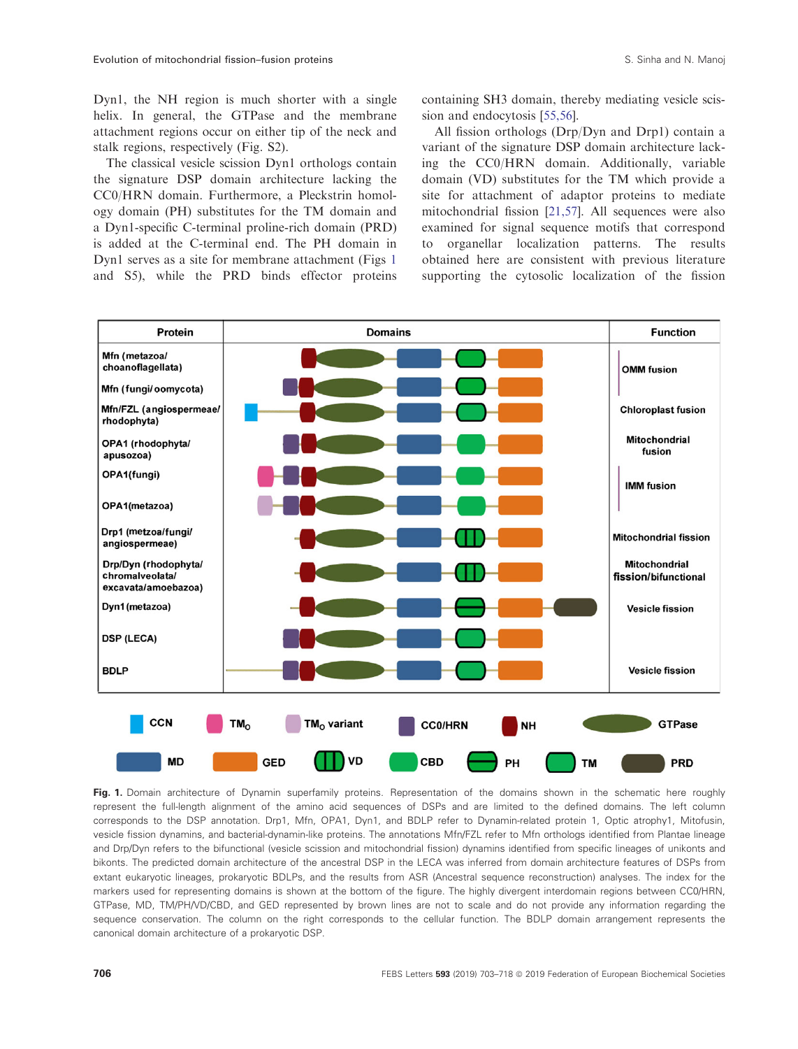Dyn1, the NH region is much shorter with a single helix. In general, the GTPase and the membrane attachment regions occur on either tip of the neck and stalk regions, respectively (Fig. S2).

The classical vesicle scission Dyn1 orthologs contain the signature DSP domain architecture lacking the CC0/HRN domain. Furthermore, a Pleckstrin homology domain (PH) substitutes for the TM domain and a Dyn1-specific C-terminal proline-rich domain (PRD) is added at the C-terminal end. The PH domain in Dyn1 serves as a site for membrane attachment (Figs 1 and S5), while the PRD binds effector proteins containing SH3 domain, thereby mediating vesicle scission and endocytosis [55,56].

All fission orthologs (Drp/Dyn and Drp1) contain a variant of the signature DSP domain architecture lacking the CC0/HRN domain. Additionally, variable domain (VD) substitutes for the TM which provide a site for attachment of adaptor proteins to mediate mitochondrial fission [21,57]. All sequences were also examined for signal sequence motifs that correspond to organellar localization patterns. The results obtained here are consistent with previous literature supporting the cytosolic localization of the fission

| Protein | Domains | Function |
|---|---|---|
| Mfn (metazoa/ choanoflagellata) | | OMM fusion |
| Mfn (fungi/ oomycota) | | |
| Mfn/FZL (angiospermeae/ rhodophyta) | | Chloroplast fusion |
| OPA1 (rhodophyta/ apusozoa) | | Mitochondrial fusion |
| OPA1(fungi) | | IMM fusion |
| OPA1(metazoa) | | |
| Drp1 (metzoa/fungi/ angiospermeae) | | Mitochondrial fission |
| Drp/Dyn (rhodophyta/ chromalveolata/ excavata/amoebazoa) | | Mitochondrial fission/bifunctional |
| Dyn1 (metazoa) | | Vesicle fission |
| DSP (LECA) | | |
| BDLP | | Vesicle fission |

CCN, $TM_O$, $TM_O$ variant, CC0/HRN, NH, GTPase, MD, GED, VD, CBD, PH, TM, PRD

**Fig. 1.** Domain architecture of Dynamin superfamily proteins. Representation of the domains shown in the schematic here roughly represent the full-length alignment of the amino acid sequences of DSPs and are limited to the defined domains. The left column corresponds to the DSP annotation. Drp1, Mfn, OPA1, Dyn1, and BDLP refer to Dynamin-related protein 1, Optic atrophy1, Mitofusin, vesicle fission dynamins, and bacterial-dynamin-like proteins. The annotations Mfn/FZL refer to Mfn orthologs identified from Plantae lineage and Drp/Dyn refers to the bifunctional (vesicle scission and mitochondrial fission) dynamins identified from specific lineages of unikonts and bikonts. The predicted domain architecture of the ancestral DSP in the LECA was inferred from domain architecture features of DSPs from extant eukaryotic lineages, prokaryotic BDLPs, and the results from ASR (Ancestral sequence reconstruction) analyses. The index for the markers used for representing domains is shown at the bottom of the figure. The highly divergent interdomain regions between CC0/HRN, GTPase, MD, TM/PH/VD/CBD, and GED represented by brown lines are not to scale and do not provide any information regarding the sequence conservation. The column on the right corresponds to the cellular function. The BDLP domain arrangement represents the canonical domain architecture of a prokaryotic DSP.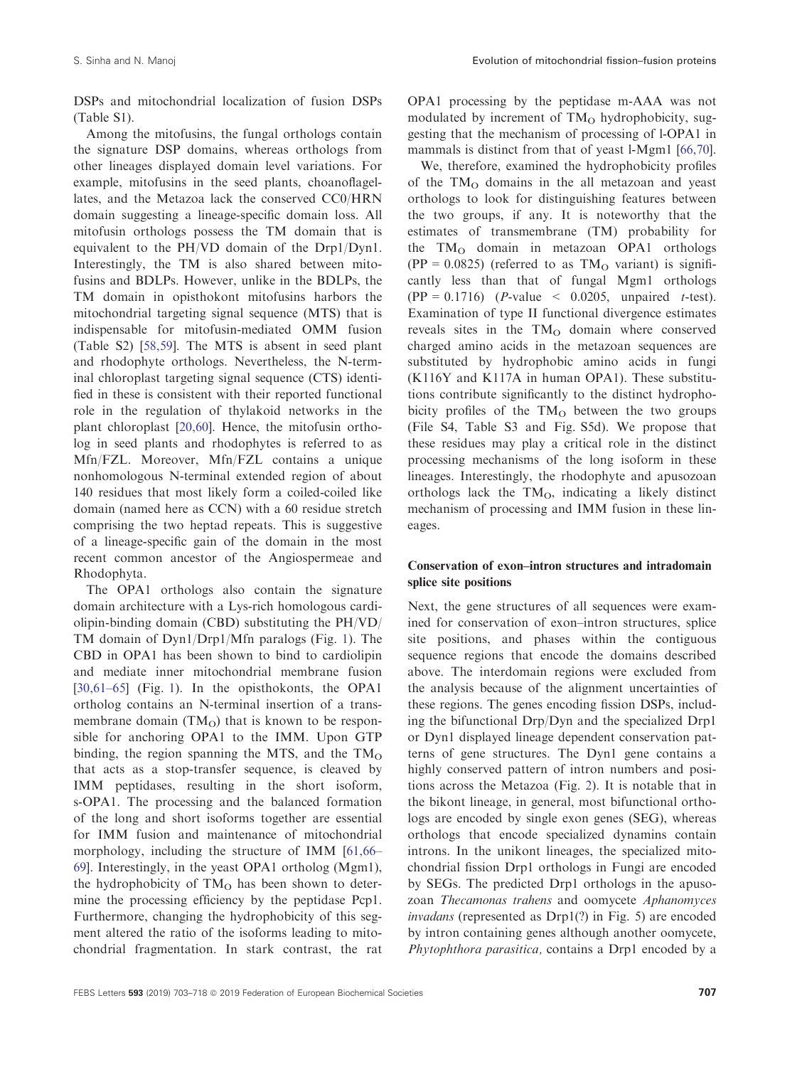DSPs and mitochondrial localization of fusion DSPs (Table S1).

Among the mitofusins, the fungal orthologs contain the signature DSP domains, whereas orthologs from other lineages displayed domain level variations. For example, mitofusins in the seed plants, choanoflagellates, and the Metazoa lack the conserved CC0/HRN domain suggesting a lineage-specific domain loss. All mitofusin orthologs possess the TM domain that is equivalent to the PH/VD domain of the Drp1/Dyn1. Interestingly, the TM is also shared between mitofusins and BDLPs. However, unlike in the BDLPs, the TM domain in opisthokont mitofusins harbors the mitochondrial targeting signal sequence (MTS) that is indispensable for mitofusin-mediated OMM fusion (Table S2) [58,59]. The MTS is absent in seed plant and rhodophyte orthologs. Nevertheless, the N-terminal chloroplast targeting signal sequence (CTS) identified in these is consistent with their reported functional role in the regulation of thylakoid networks in the plant chloroplast [20,60]. Hence, the mitofusin ortholog in seed plants and rhodophytes is referred to as Mfn/FZL. Moreover, Mfn/FZL contains a unique nonhomologous N-terminal extended region of about 140 residues that most likely form a coiled-coiled like domain (named here as CCN) with a 60 residue stretch comprising the two heptad repeats. This is suggestive of a lineage-specific gain of the domain in the most recent common ancestor of the Angiospermeae and Rhodophyta.

The OPA1 orthologs also contain the signature domain architecture with a Lys-rich homologous cardiolipin-binding domain (CBD) substituting the PH/VD/TM domain of Dyn1/Drp1/Mfn paralogs (Fig. 1). The CBD in OPA1 has been shown to bind to cardiolipin and mediate inner mitochondrial membrane fusion [30,61–65] (Fig. 1). In the opisthokonts, the OPA1 ortholog contains an N-terminal insertion of a transmembrane domain ($TM_O$) that is known to be responsible for anchoring OPA1 to the IMM. Upon GTP binding, the region spanning the MTS, and the $TM_O$ that acts as a stop-transfer sequence, is cleaved by IMM peptidases, resulting in the short isoform, s-OPA1. The processing and the balanced formation of the long and short isoforms together are essential for IMM fusion and maintenance of mitochondrial morphology, including the structure of IMM [61,66–69]. Interestingly, in the yeast OPA1 ortholog (Mgm1), the hydrophobicity of $TM_O$ has been shown to determine the processing efficiency by the peptidase Pcp1. Furthermore, changing the hydrophobicity of this segment altered the ratio of the isoforms leading to mitochondrial fragmentation. In stark contrast, the rat OPA1 processing by the peptidase m-AAA was not modulated by increment of $TM_O$ hydrophobicity, suggesting that the mechanism of processing of l-OPA1 in mammals is distinct from that of yeast l-Mgm1 [66,70].

We, therefore, examined the hydrophobicity profiles of the $TM_O$ domains in the all metazoan and yeast orthologs to look for distinguishing features between the two groups, if any. It is noteworthy that the estimates of transmembrane (TM) probability for the $TM_O$ domain in metazoan OPA1 orthologs ($PP = 0.0825$) (referred to as $TM_O$ variant) is significantly less than that of fungal Mgm1 orthologs ($PP = 0.1716$) ($P$-value $< 0.0205$, unpaired $t$-test). Examination of type II functional divergence estimates reveals sites in the $TM_O$ domain where conserved charged amino acids in the metazoan sequences are substituted by hydrophobic amino acids in fungi (K116Y and K117A in human OPA1). These substitutions contribute significantly to the distinct hydrophobicity profiles of the $TM_O$ between the two groups (File S4, Table S3 and Fig. S5d). We propose that these residues may play a critical role in the distinct processing mechanisms of the long isoform in these lineages. Interestingly, the rhodophyte and apusozoan orthologs lack the $TM_O$, indicating a likely distinct mechanism of processing and IMM fusion in these lineages.

### Conservation of exon–intron structures and intradomain splice site positions

Next, the gene structures of all sequences were examined for conservation of exon–intron structures, splice site positions, and phases within the contiguous sequence regions that encode the domains described above. The interdomain regions were excluded from the analysis because of the alignment uncertainties of these regions. The genes encoding fission DSPs, including the bifunctional Drp/Dyn and the specialized Drp1 or Dyn1 displayed lineage dependent conservation patterns of gene structures. The Dyn1 gene contains a highly conserved pattern of intron numbers and positions across the Metazoa (Fig. 2). It is notable that in the bikont lineage, in general, most bifunctional orthologs are encoded by single exon genes (SEG), whereas orthologs that encode specialized dynamins contain introns. In the unikont lineages, the specialized mitochondrial fission Drp1 orthologs in Fungi are encoded by SEGs. The predicted Drp1 orthologs in the apusozoan *Thecamonas trahens* and oomycete *Aphanomyces invadans* (represented as Drp1(?) in Fig. 5) are encoded by intron containing genes although another oomycete, *Phytophthora parasitica,* contains a Drp1 encoded by a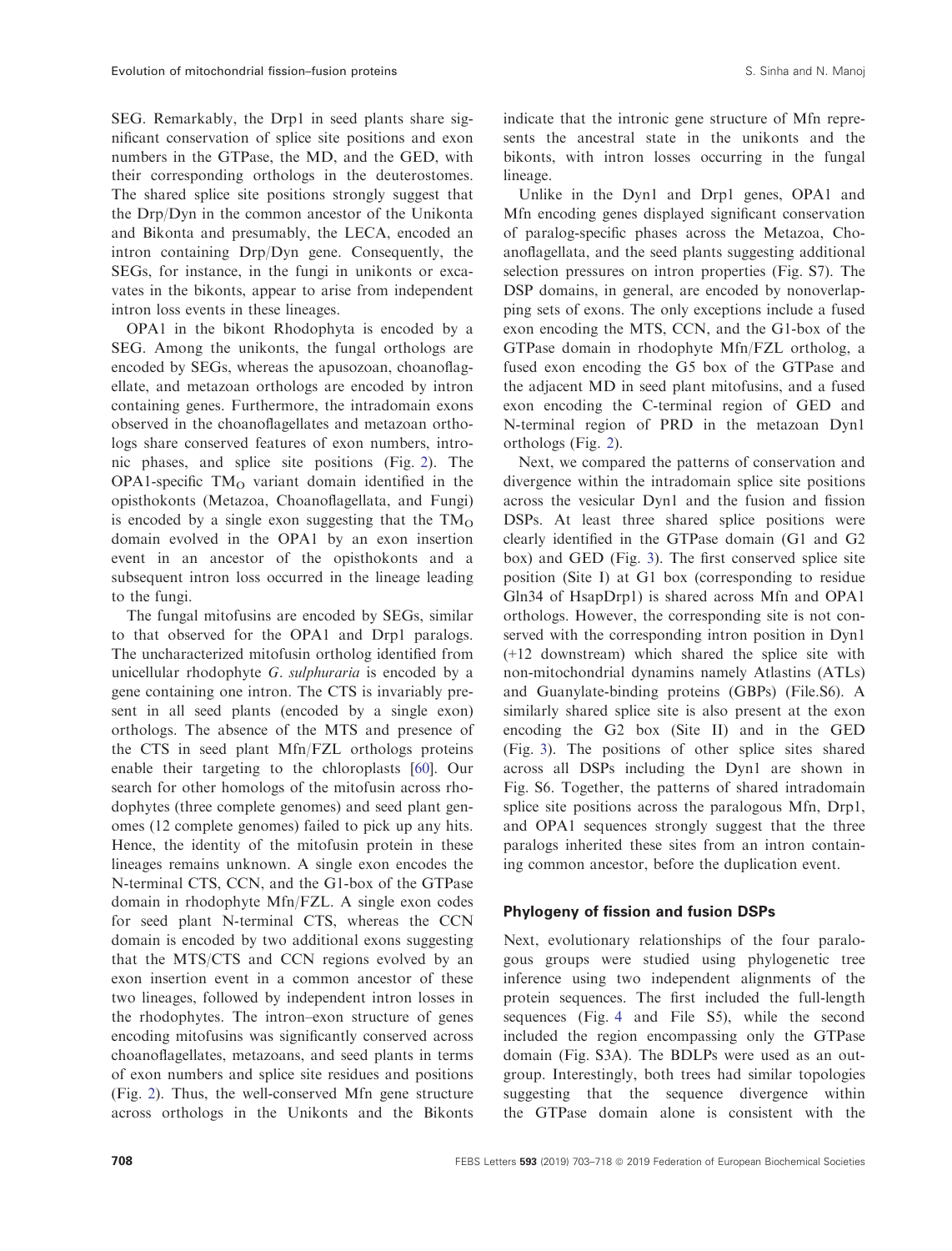SEG. Remarkably, the Drp1 in seed plants share significant conservation of splice site positions and exon numbers in the GTPase, the MD, and the GED, with their corresponding orthologs in the deuterostomes. The shared splice site positions strongly suggest that the Drp/Dyn in the common ancestor of the Unikonta and Bikonta and presumably, the LECA, encoded an intron containing Drp/Dyn gene. Consequently, the SEGs, for instance, in the fungi in unikonts or excavates in the bikonts, appear to arise from independent intron loss events in these lineages.

OPA1 in the bikont Rhodophyta is encoded by a SEG. Among the unikonts, the fungal orthologs are encoded by SEGs, whereas the apusozoan, choanoflagellate, and metazoan orthologs are encoded by intron containing genes. Furthermore, the intradomain exons observed in the choanoflagellates and metazoan orthologs share conserved features of exon numbers, intronic phases, and splice site positions (Fig. 2). The OPA1-specific $TM_O$ variant domain identified in the opisthokonts (Metazoa, Choanoflagellata, and Fungi) is encoded by a single exon suggesting that the $TM_O$ domain evolved in the OPA1 by an exon insertion event in an ancestor of the opisthokonts and a subsequent intron loss occurred in the lineage leading to the fungi.

The fungal mitofusins are encoded by SEGs, similar to that observed for the OPA1 and Drp1 paralogs. The uncharacterized mitofusin ortholog identified from unicellular rhodophyte *G. sulphuraria* is encoded by a gene containing one intron. The CTS is invariably present in all seed plants (encoded by a single exon) orthologs. The absence of the MTS and presence of the CTS in seed plant Mfn/FZL orthologs proteins enable their targeting to the chloroplasts [60]. Our search for other homologs of the mitofusin across rhodophytes (three complete genomes) and seed plant genomes (12 complete genomes) failed to pick up any hits. Hence, the identity of the mitofusin protein in these lineages remains unknown. A single exon encodes the N-terminal CTS, CCN, and the G1-box of the GTPase domain in rhodophyte Mfn/FZL. A single exon codes for seed plant N-terminal CTS, whereas the CCN domain is encoded by two additional exons suggesting that the MTS/CTS and CCN regions evolved by an exon insertion event in a common ancestor of these two lineages, followed by independent intron losses in the rhodophytes. The intron–exon structure of genes encoding mitofusins was significantly conserved across choanoflagellates, metazoans, and seed plants in terms of exon numbers and splice site residues and positions (Fig. 2). Thus, the well-conserved Mfn gene structure across orthologs in the Unikonts and the Bikonts indicate that the intronic gene structure of Mfn represents the ancestral state in the unikonts and the bikonts, with intron losses occurring in the fungal lineage.

Unlike in the Dyn1 and Drp1 genes, OPA1 and Mfn encoding genes displayed significant conservation of paralog-specific phases across the Metazoa, Choanoflagellata, and the seed plants suggesting additional selection pressures on intron properties (Fig. S7). The DSP domains, in general, are encoded by nonoverlapping sets of exons. The only exceptions include a fused exon encoding the MTS, CCN, and the G1-box of the GTPase domain in rhodophyte Mfn/FZL ortholog, a fused exon encoding the G5 box of the GTPase and the adjacent MD in seed plant mitofusins, and a fused exon encoding the C-terminal region of GED and N-terminal region of PRD in the metazoan Dyn1 orthologs (Fig. 2).

Next, we compared the patterns of conservation and divergence within the intradomain splice site positions across the vesicular Dyn1 and the fusion and fission DSPs. At least three shared splice positions were clearly identified in the GTPase domain (G1 and G2 box) and GED (Fig. 3). The first conserved splice site position (Site I) at G1 box (corresponding to residue Gln34 of HsapDrp1) is shared across Mfn and OPA1 orthologs. However, the corresponding site is not conserved with the corresponding intron position in Dyn1 (+12 downstream) which shared the splice site with non-mitochondrial dynamins namely Atlastins (ATLs) and Guanylate-binding proteins (GBPs) (File.S6). A similarly shared splice site is also present at the exon encoding the G2 box (Site II) and in the GED (Fig. 3). The positions of other splice sites shared across all DSPs including the Dyn1 are shown in Fig. S6. Together, the patterns of shared intradomain splice site positions across the paralogous Mfn, Drp1, and OPA1 sequences strongly suggest that the three paralogs inherited these sites from an intron containing common ancestor, before the duplication event.

### Phylogeny of fission and fusion DSPs

Next, evolutionary relationships of the four paralogous groups were studied using phylogenetic tree inference using two independent alignments of the protein sequences. The first included the full-length sequences (Fig. 4 and File S5), while the second included the region encompassing only the GTPase domain (Fig. S3A). The BDLPs were used as an outgroup. Interestingly, both trees had similar topologies suggesting that the sequence divergence within the GTPase domain alone is consistent with the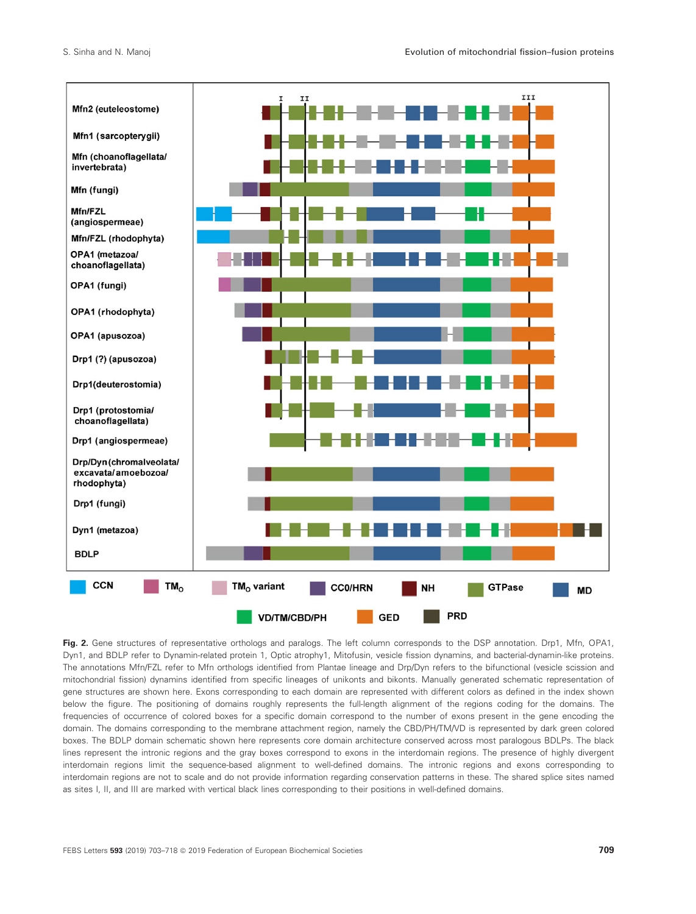**Fig. 2.** Gene structures of representative orthologs and paralogs. The left column corresponds to the DSP annotation. Drp1, Mfn, OPA1, Dyn1, and BDLP refer to Dynamin-related protein 1, Optic atrophy1, Mitofusin, vesicle fission dynamins, and bacterial-dynamin-like proteins. The annotations Mfn/FZL refer to Mfn orthologs identified from Plantae lineage and Drp/Dyn refers to the bifunctional (vesicle scission and mitochondrial fission) dynamins identified from specific lineages of unikonts and bikonts. Manually generated schematic representation of gene structures are shown here. Exons corresponding to each domain are represented with different colors as defined in the index shown below the figure. The positioning of domains roughly represents the full-length alignment of the regions coding for the domains. The frequencies of occurrence of colored boxes for a specific domain correspond to the number of exons present in the gene encoding the domain. The domains corresponding to the membrane attachment region, namely the CBD/PH/TM/VD is represented by dark green colored boxes. The BDLP domain schematic shown here represents core domain architecture conserved across most paralogous BDLPs. The black lines represent the intronic regions and the gray boxes correspond to exons in the interdomain regions. The presence of highly divergent interdomain regions limit the sequence-based alignment to well-defined domains. The intronic regions and exons corresponding to interdomain regions are not to scale and do not provide information regarding conservation patterns in these. The shared splice sites named as sites I, II, and III are marked with vertical black lines corresponding to their positions in well-defined domains.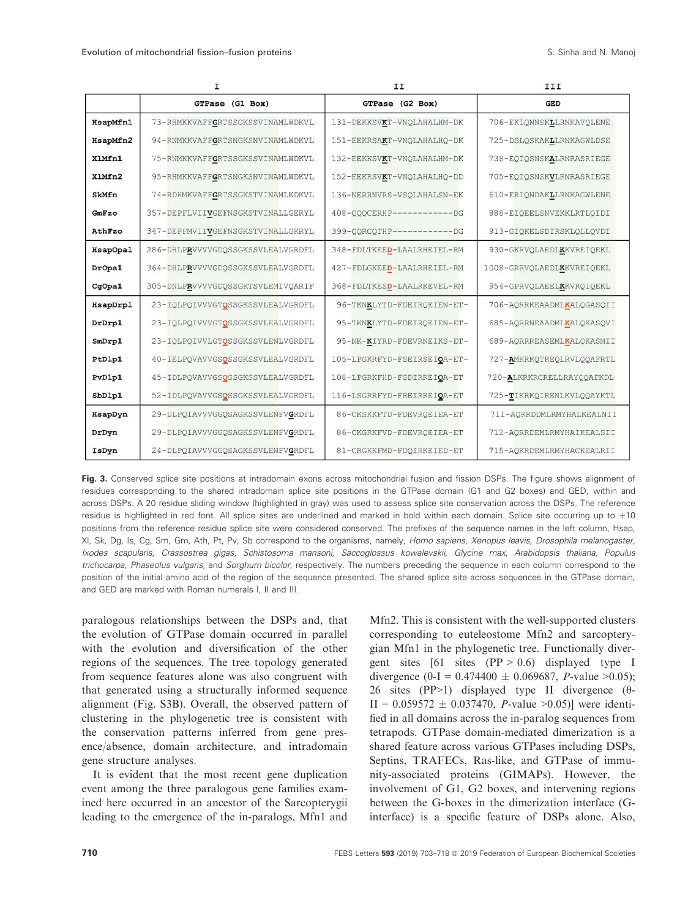| | I | II | III |
|---|---|---|---|
| | GTPase (G1 Box) | GTPase (G2 Box) | GED |
| HsapMfn1 | 73-RHMKKVAFFGRTSSGKSSVINAMLWDKVL | 131-DEKKSVKT-VNQLAHALHM-DK | 706-EKIQNNSKLLRNKAVQLENE |
| HsapMfn2 | 94-RNMKKVAFFGRTSNGKSNVINAMLWDKVL | 151-EEKRSAKT-VNQLAHALHQ-DK | 725-DSLQSKAKLLRNKAGWLDSE |
| XlMfn1 | 75-RNMKKVAFFGRTSSGKSSVINAMLWDKVL | 132-EEKKSVKT-VNQLAHALHM-DK | 738-EQIQSNSKALRNRASRIEGE |
| XlMfn2 | 95-RHMKKVAFFGRTSNGKSNVINAMLWDKVL | 152-EEKRSVKT-VNQLAHALHQ-DD | 705-EQIQSNSKVLRNRASRIEGE |
| SkMfn | 74-RDHMKVAFFGRTSSGKSTVINAMLKDKVL | 136-NERRNVRS-VSQLAHALSN-EK | 610-ERIQNDAKLLRNKAGWLENE |
| GmFzo | 357-DEPFLVIIVGEFNSGKSTVINALLGERYL | 408-QQQCERHP------------DG | 888-EIQEELSNVEKKLRTLQIDI |
| AthFzo | 347-DEPFMVIIVGEFNSGKSTVINALLGKRYL | 399-QQRCQTHP------------DG | 913-GIQKELSDIRSKLQLLQVDI |
| HsapOpa1 | 286-DHLPRVVVVGDQSSGKSSVLEALVGRDFL | 348-FDLTKEED-LAALRHEIEL-RM | 930-GKRVQLAEDLKKVREIQEKL |
| DrOpa1 | 364-DHLPRVVVVGDQSSGKSSVLEALVGRDFL | 427-FDLGKEED-LAALRHEIEL-RM | 1008-GRRVQLAEDLKKVREIQEKL |
| CgOpa1 | 305-DNLPRVVVVGDQSSGKTSVLEMIVQARIF | 368-FDLTKESD-LAALRKEVEL-RM | 954-GPRVQLAEELKKVRQIQEKL |
| HsapDrp1 | 23-IQLPQIVVVGTQSSGKSSVLEALVGRDFL | 96-TKNKLYTD-FDEIRQEIEN-ET- | 706-AQRRKEAADMLKALQGASQII |
| DrDrp1 | 23-IQLPQIVVVGTQSSGKSSVLEALVGRDFL | 95-TKNKLYTD-FDEIRQEIEN-ET- | 685-AQRRNEAADMLKALQKASQVI |
| SmDrp1 | 23-IQLPQIVVLGTQSSGKSSVLENLVGRDFL | 95-NK-KIYRD-FDEVRNEIKS-ET- | 689-AQRRREASEMLKALQKASMII |
| PtDlp1 | 40-IELPQVAVVGSQSSGKSSVLEALVGRDFL | 105-LPGKRFYD-FSEIRSEIQA-ET- | 727-AMKRKQTREQLRVLQQAFRTL |
| PvDlp1 | 45-IDLPQVAVVGSQSSGKSSVLEALVGRDFL | 108-LPGRKFHD-FSDIRREIQA-ET | 720-ALKRKRCRELLRAYQQAFKDL |
| SbDlp1 | 52-IDLPQVAVVGSQSSGKSSVLEALVGRDFL | 116-LSGRRFYD-FREIRREIQA-ET | 725-TIKRKQIRENLKVLQQAYKTL |
| HsapDyn | 29-DLPQIAVVGGQSAGKSSVLENFVGRDFL | 86-CKSKKFTD-FDEVRQEIEA-ET | 711-AQRRDDMLRMYHALKEALNII |
| DrDyn | 29-DLPQIAVVGGQSAGKSSVLENFVGRDFL | 86-CKGRKFVD-FDEVRQEIEA-ET | 712-AQRRDEMLRMYHAIKEALSII |
| IsDyn | 24-DLPQIAVVGGQSAGKSSVLENFVGRDFL | 81-CRGKKFMD-FDQIRKEIED-ET | 715-AQKRDEMLRMYHACKEALRII |

**Fig. 3.** Conserved splice site positions at intradomain exons across mitochondrial fusion and fission DSPs. The figure shows alignment of residues corresponding to the shared intradomain splice site positions in the GTPase domain (G1 and G2 boxes) and GED, within and across DSPs. A 20 residue sliding window (highlighted in gray) was used to assess splice site conservation across the DSPs. The reference residue is highlighted in red font. All splice sites are underlined and marked in bold within each domain. Splice site occurring up to ±10 positions from the reference residue splice site were considered conserved. The prefixes of the sequence names in the left column, Hsap, Xl, Sk, Dg, Is, Cg, Sm, Gm, Ath, Pt, Pv, Sb correspond to the organisms, namely, *Homo sapiens, Xenopus leavis, Drosophila melanogaster, Ixodes scapularis, Crassostrea gigas, Schistosoma mansoni, Saccoglossus kowalevskii, Glycine max, Arabidopsis thaliana, Populus trichocarpa, Phaseolus vulgaris,* and *Sorghum bicolor*, respectively. The numbers preceding the sequence in each column correspond to the position of the initial amino acid of the region of the sequence presented. The shared splice site across sequences in the GTPase domain, and GED are marked with Roman numerals I, II and III.

paralogous relationships between the DSPs and, that the evolution of GTPase domain occurred in parallel with the evolution and diversification of the other regions of the sequences. The tree topology generated from sequence features alone was also congruent with that generated using a structurally informed sequence alignment (Fig. S3B). Overall, the observed pattern of clustering in the phylogenetic tree is consistent with the conservation patterns inferred from gene presence/absence, domain architecture, and intradomain gene structure analyses.

It is evident that the most recent gene duplication event among the three paralogous gene families examined here occurred in an ancestor of the Sarcopterygii leading to the emergence of the in-paralogs, Mfn1 and Mfn2. This is consistent with the well-supported clusters corresponding to euteleostome Mfn2 and sarcopterygian Mfn1 in the phylogenetic tree. Functionally divergent sites [61 sites (PP > 0.6) displayed type I divergence (θ-I = 0.474400 ± 0.069687, *P*-value >0.05); 26 sites (PP>1) displayed type II divergence (θ-II = 0.059572 ± 0.037470, *P*-value >0.05)] were identified in all domains across the in-paralog sequences from tetrapods. GTPase domain-mediated dimerization is a shared feature across various GTPases including DSPs, Septins, TRAFECs, Ras-like, and GTPase of immunity-associated proteins (GIMAPs). However, the involvement of G1, G2 boxes, and intervening regions between the G-boxes in the dimerization interface (G-interface) is a specific feature of DSPs alone. Also,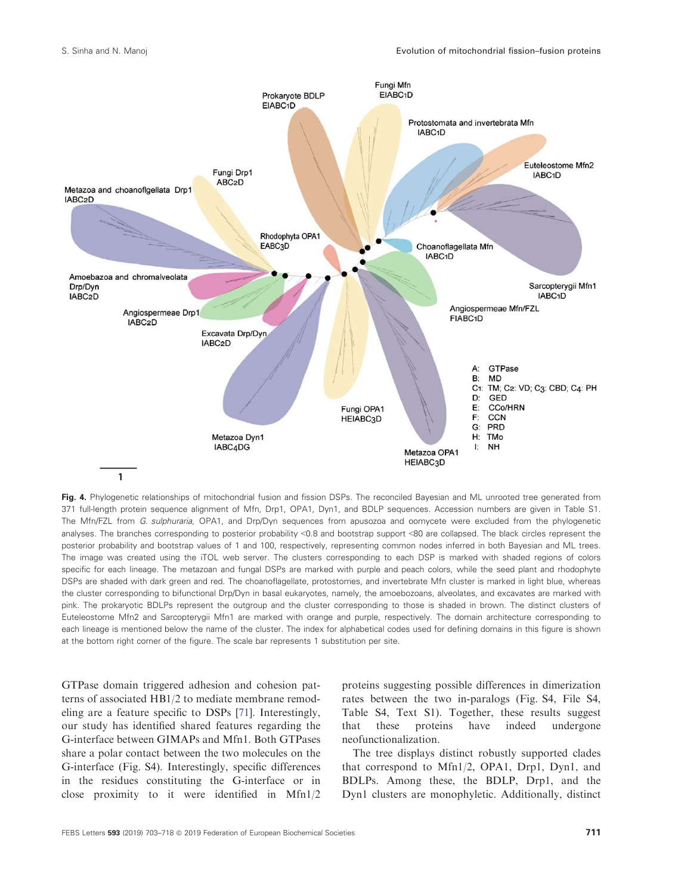**Fig. 4.** Phylogenetic relationships of mitochondrial fusion and fission DSPs. The reconciled Bayesian and ML unrooted tree generated from 371 full-length protein sequence alignment of Mfn, Drp1, OPA1, Dyn1, and BDLP sequences. Accession numbers are given in Table S1. The Mfn/FZL from *G. sulphuraria*, OPA1, and Drp/Dyn sequences from apusozoa and oomycete were excluded from the phylogenetic analyses. The branches corresponding to posterior probability <0.8 and bootstrap support <80 are collapsed. The black circles represent the posterior probability and bootstrap values of 1 and 100, respectively, representing common nodes inferred in both Bayesian and ML trees. The image was created using the iTOL web server. The clusters corresponding to each DSP is marked with shaded regions of colors specific for each lineage. The metazoan and fungal DSPs are marked with purple and peach colors, while the seed plant and rhodophyte DSPs are shaded with dark green and red. The choanoflagellate, protostomes, and invertebrate Mfn cluster is marked in light blue, whereas the cluster corresponding to bifunctional Drp/Dyn in basal eukaryotes, namely, the amoebozoans, alveolates, and excavates are marked with pink. The prokaryotic BDLPs represent the outgroup and the cluster corresponding to those is shaded in brown. The distinct clusters of Euteleostome Mfn2 and Sarcopterygii Mfn1 are marked with orange and purple, respectively. The domain architecture corresponding to each lineage is mentioned below the name of the cluster. The index for alphabetical codes used for defining domains in this figure is shown at the bottom right corner of the figure. The scale bar represents 1 substitution per site.

GTPase domain triggered adhesion and cohesion patterns of associated HB1/2 to mediate membrane remodeling are a feature specific to DSPs [71]. Interestingly, our study has identified shared features regarding the G-interface between GIMAPs and Mfn1. Both GTPases share a polar contact between the two molecules on the G-interface (Fig. S4). Interestingly, specific differences in the residues constituting the G-interface or in close proximity to it were identified in Mfn1/2 proteins suggesting possible differences in dimerization rates between the two in-paralogs (Fig. S4, File S4, Table S4, Text S1). Together, these results suggest that these proteins have indeed undergone neofunctionalization.

The tree displays distinct robustly supported clades that correspond to Mfn1/2, OPA1, Drp1, Dyn1, and BDLPs. Among these, the BDLP, Drp1, and the Dyn1 clusters are monophyletic. Additionally, distinct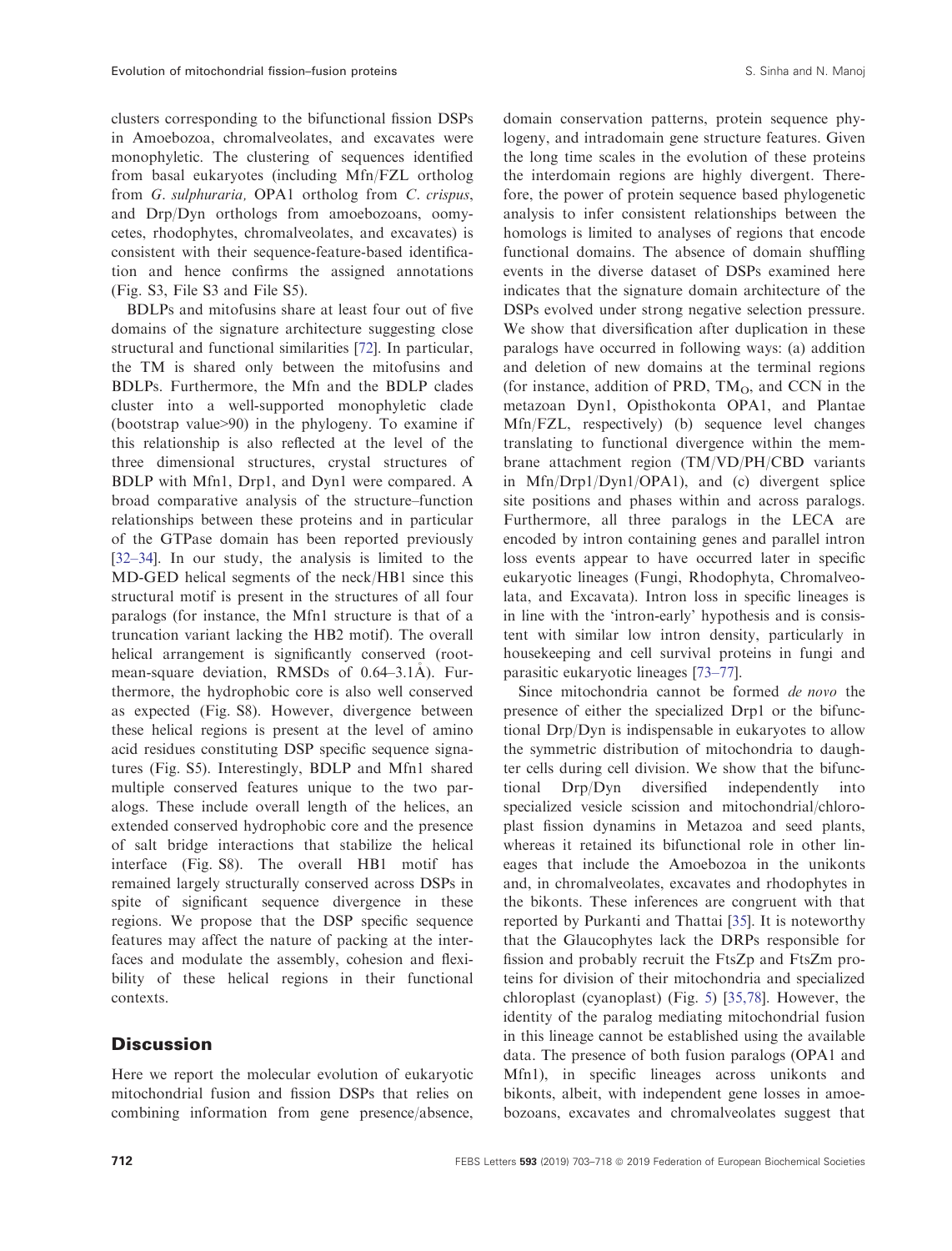clusters corresponding to the bifunctional fission DSPs in Amoebozoa, chromalveolates, and excavates were monophyletic. The clustering of sequences identified from basal eukaryotes (including Mfn/FZL ortholog from *G. sulphuraria,* OPA1 ortholog from *C. crispus*, and Drp/Dyn orthologs from amoebozoans, oomycetes, rhodophytes, chromalveolates, and excavates) is consistent with their sequence-feature-based identification and hence confirms the assigned annotations (Fig. S3, File S3 and File S5).

BDLPs and mitofusins share at least four out of five domains of the signature architecture suggesting close structural and functional similarities [72]. In particular, the TM is shared only between the mitofusins and BDLPs. Furthermore, the Mfn and the BDLP clades cluster into a well-supported monophyletic clade (bootstrap value>90) in the phylogeny. To examine if this relationship is also reflected at the level of the three dimensional structures, crystal structures of BDLP with Mfn1, Drp1, and Dyn1 were compared. A broad comparative analysis of the structure–function relationships between these proteins and in particular of the GTPase domain has been reported previously [32–34]. In our study, the analysis is limited to the MD-GED helical segments of the neck/HB1 since this structural motif is present in the structures of all four paralogs (for instance, the Mfn1 structure is that of a truncation variant lacking the HB2 motif). The overall helical arrangement is significantly conserved (root-mean-square deviation, RMSDs of 0.64–3.1Å). Furthermore, the hydrophobic core is also well conserved as expected (Fig. S8). However, divergence between these helical regions is present at the level of amino acid residues constituting DSP specific sequence signatures (Fig. S5). Interestingly, BDLP and Mfn1 shared multiple conserved features unique to the two paralogs. These include overall length of the helices, an extended conserved hydrophobic core and the presence of salt bridge interactions that stabilize the helical interface (Fig. S8). The overall HB1 motif has remained largely structurally conserved across DSPs in spite of significant sequence divergence in these regions. We propose that the DSP specific sequence features may affect the nature of packing at the interfaces and modulate the assembly, cohesion and flexibility of these helical regions in their functional contexts.

## Discussion

Here we report the molecular evolution of eukaryotic mitochondrial fusion and fission DSPs that relies on combining information from gene presence/absence, domain conservation patterns, protein sequence phylogeny, and intradomain gene structure features. Given the long time scales in the evolution of these proteins the interdomain regions are highly divergent. Therefore, the power of protein sequence based phylogenetic analysis to infer consistent relationships between the homologs is limited to analyses of regions that encode functional domains. The absence of domain shuffling events in the diverse dataset of DSPs examined here indicates that the signature domain architecture of the DSPs evolved under strong negative selection pressure. We show that diversification after duplication in these paralogs have occurred in following ways: (a) addition and deletion of new domains at the terminal regions (for instance, addition of PRD, $TM_O$, and CCN in the metazoan Dyn1, Opisthokonta OPA1, and Plantae Mfn/FZL, respectively) (b) sequence level changes translating to functional divergence within the membrane attachment region (TM/VD/PH/CBD variants in Mfn/Drp1/Dyn1/OPA1), and (c) divergent splice site positions and phases within and across paralogs. Furthermore, all three paralogs in the LECA are encoded by intron containing genes and parallel intron loss events appear to have occurred later in specific eukaryotic lineages (Fungi, Rhodophyta, Chromalveolata, and Excavata). Intron loss in specific lineages is in line with the 'intron-early' hypothesis and is consistent with similar low intron density, particularly in housekeeping and cell survival proteins in fungi and parasitic eukaryotic lineages [73–77].

Since mitochondria cannot be formed *de novo* the presence of either the specialized Drp1 or the bifunctional Drp/Dyn is indispensable in eukaryotes to allow the symmetric distribution of mitochondria to daughter cells during cell division. We show that the bifunctional Drp/Dyn diversified independently into specialized vesicle scission and mitochondrial/chloroplast fission dynamins in Metazoa and seed plants, whereas it retained its bifunctional role in other lineages that include the Amoebozoa in the unikonts and, in chromalveolates, excavates and rhodophytes in the bikonts. These inferences are congruent with that reported by Purkanti and Thattai [35]. It is noteworthy that the Glaucophytes lack the DRPs responsible for fission and probably recruit the FtsZp and FtsZm proteins for division of their mitochondria and specialized chloroplast (cyanoplast) (Fig. 5) [35,78]. However, the identity of the paralog mediating mitochondrial fusion in this lineage cannot be established using the available data. The presence of both fusion paralogs (OPA1 and Mfn1), in specific lineages across unikonts and bikonts, albeit, with independent gene losses in amoebozoans, excavates and chromalveolates suggest that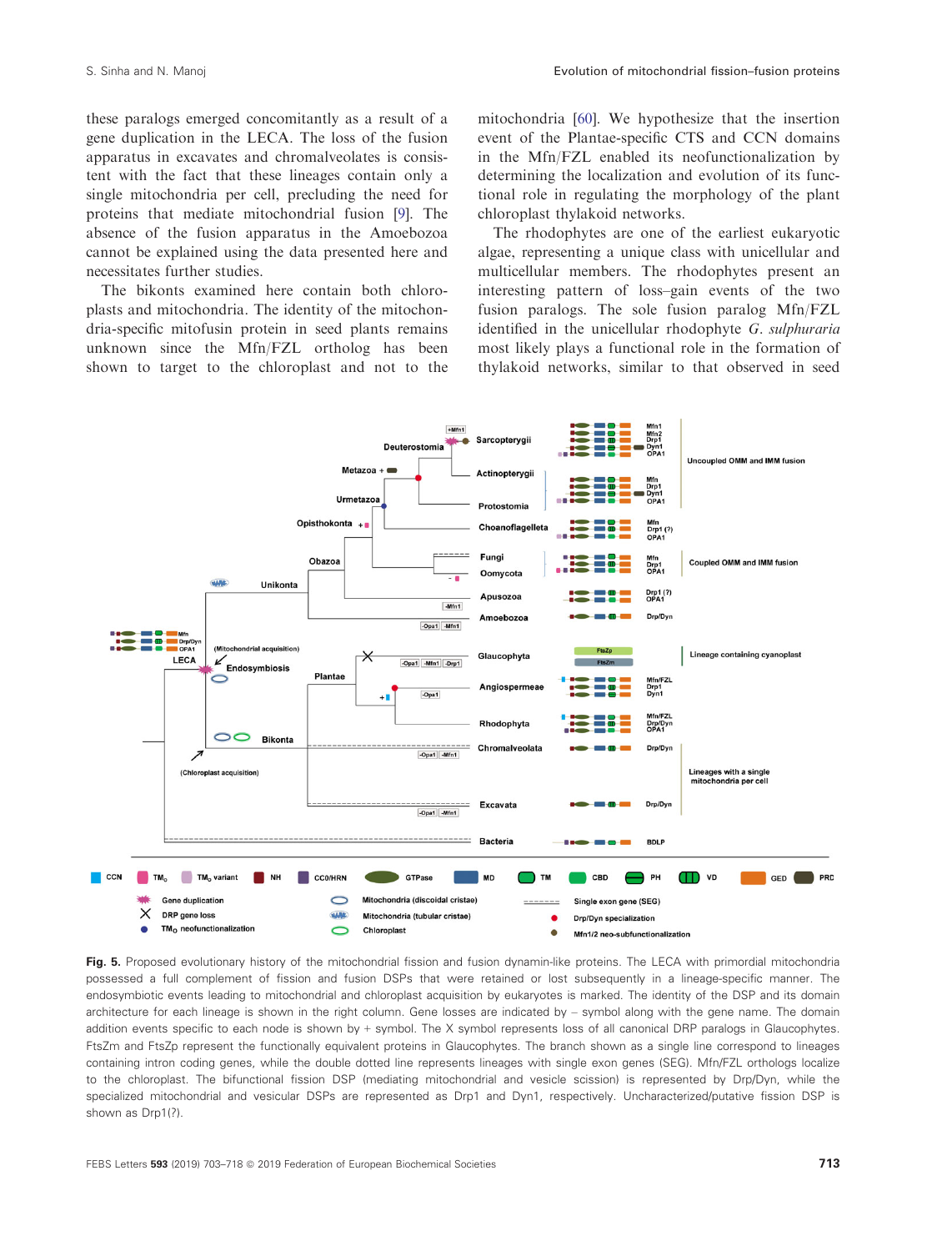these paralogs emerged concomitantly as a result of a gene duplication in the LECA. The loss of the fusion apparatus in excavates and chromalveolates is consistent with the fact that these lineages contain only a single mitochondria per cell, precluding the need for proteins that mediate mitochondrial fusion [9]. The absence of the fusion apparatus in the Amoebozoa cannot be explained using the data presented here and necessitates further studies.

The bikonts examined here contain both chloroplasts and mitochondria. The identity of the mitochondria-specific mitofusin protein in seed plants remains unknown since the Mfn/FZL ortholog has been shown to target to the chloroplast and not to the mitochondria [60]. We hypothesize that the insertion event of the Plantae-specific CTS and CCN domains in the Mfn/FZL enabled its neofunctionalization by determining the localization and evolution of its functional role in regulating the morphology of the plant chloroplast thylakoid networks.

The rhodophytes are one of the earliest eukaryotic algae, representing a unique class with unicellular and multicellular members. The rhodophytes present an interesting pattern of loss–gain events of the two fusion paralogs. The sole fusion paralog Mfn/FZL identified in the unicellular rhodophyte *G. sulphuraria* most likely plays a functional role in the formation of thylakoid networks, similar to that observed in seed

Sarcopterygii
Deuterostomia
Metazoa +
Actinopterygii
Urmetazoa
Protostomia
Opisthokonta +
Choanoflagelleta
Obazoa
Fungi
Oomycota
Unikonta
Apusozoa
Amoebozoa
LECA
(Mitochondrial acquisition)
Endosymbiosis
Plantae
Glaucophyta
Angiospermeae
Rhodophyta
Bikonta
Chromalveolata
(Chloroplast acquisition)
Excavata
Bacteria
+Mfn1
-Mfn1
-Opa1 -Mfn1
-Opa1 -Mfn1 -Drp1
-Opa1
FtsZp
FtsZm
Mfn1 Mfn2 Drp1 Dyn1 OPA1
Mfn Drp1 Dyn1 OPA1
Mfn Drp1 (?) OPA1
Mfn Drp1 OPA1
Drp1 (?) OPA1
Drp/Dyn
Mfn/FZL Drp1 Dyn1
Mfn/FZL Drp/Dyn OPA1
BDLP
Mfn Drp/Dyn OPA1
Uncoupled OMM and IMM fusion
Coupled OMM and IMM fusion
Lineage containing cyanoplast
Lineages with a single mitochondria per cell
CCN
$TM_O$
$TM_O$ variant
NH
CC0/HRN
GTPase
MD
TM
CBD
PH
VD
GED
PRD
Gene duplication
DRP gene loss
$TM_O$ neofunctionalization
Mitochondria (discoidal cristae)
Mitochondria (tubular cristae)
Chloroplast
Single exon gene (SEG)
Drp/Dyn specialization
Mfn1/2 neo-subfunctionalization

**Fig. 5.** Proposed evolutionary history of the mitochondrial fission and fusion dynamin-like proteins. The LECA with primordial mitochondria possessed a full complement of fission and fusion DSPs that were retained or lost subsequently in a lineage-specific manner. The endosymbiotic events leading to mitochondrial and chloroplast acquisition by eukaryotes is marked. The identity of the DSP and its domain architecture for each lineage is shown in the right column. Gene losses are indicated by – symbol along with the gene name. The domain addition events specific to each node is shown by + symbol. The X symbol represents loss of all canonical DRP paralogs in Glaucophytes. FtsZm and FtsZp represent the functionally equivalent proteins in Glaucophytes. The branch shown as a single line correspond to lineages containing intron coding genes, while the double dotted line represents lineages with single exon genes (SEG). Mfn/FZL orthologs localize to the chloroplast. The bifunctional fission DSP (mediating mitochondrial and vesicle scission) is represented by Drp/Dyn, while the specialized mitochondrial and vesicular DSPs are represented as Drp1 and Dyn1, respectively. Uncharacterized/putative fission DSP is shown as Drp1(?).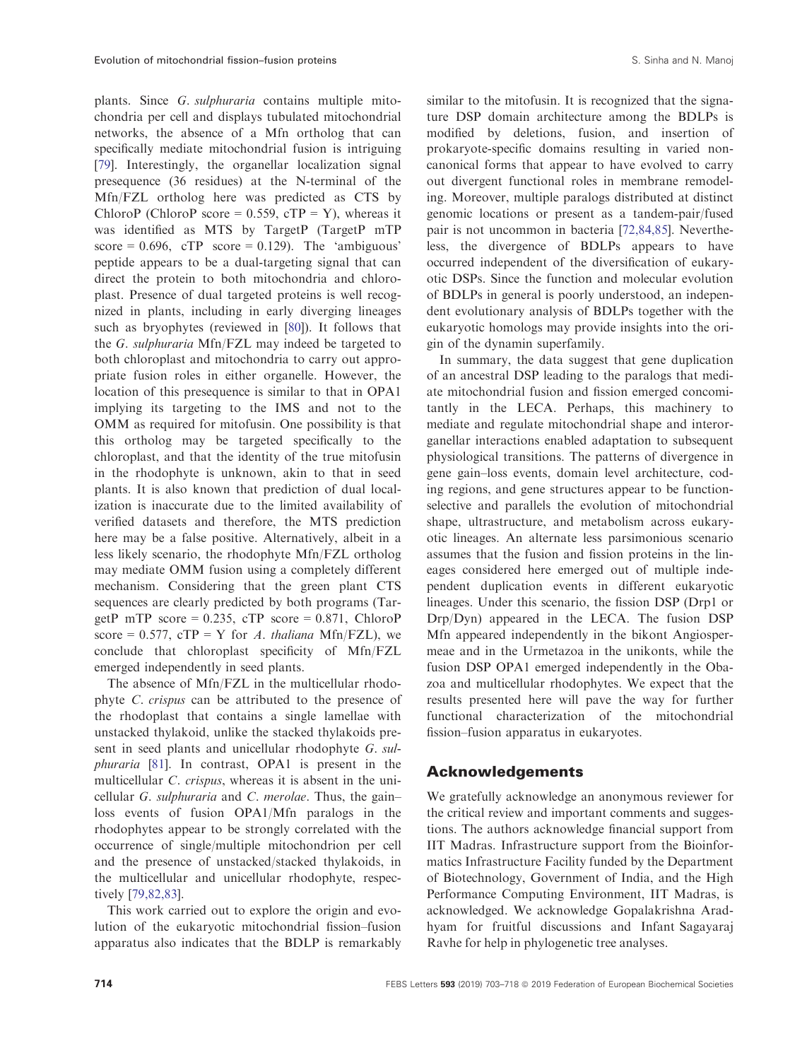plants. Since *G. sulphuraria* contains multiple mitochondria per cell and displays tubulated mitochondrial networks, the absence of a Mfn ortholog that can specifically mediate mitochondrial fusion is intriguing [79]. Interestingly, the organellar localization signal presequence (36 residues) at the N-terminal of the Mfn/FZL ortholog here was predicted as CTS by ChloroP (ChloroP score = 0.559, cTP = Y), whereas it was identified as MTS by TargetP (TargetP mTP score = 0.696, cTP score = 0.129). The 'ambiguous' peptide appears to be a dual-targeting signal that can direct the protein to both mitochondria and chloroplast. Presence of dual targeted proteins is well recognized in plants, including in early diverging lineages such as bryophytes (reviewed in [80]). It follows that the *G. sulphuraria* Mfn/FZL may indeed be targeted to both chloroplast and mitochondria to carry out appropriate fusion roles in either organelle. However, the location of this presequence is similar to that in OPA1 implying its targeting to the IMS and not to the OMM as required for mitofusin. One possibility is that this ortholog may be targeted specifically to the chloroplast, and that the identity of the true mitofusin in the rhodophyte is unknown, akin to that in seed plants. It is also known that prediction of dual localization is inaccurate due to the limited availability of verified datasets and therefore, the MTS prediction here may be a false positive. Alternatively, albeit in a less likely scenario, the rhodophyte Mfn/FZL ortholog may mediate OMM fusion using a completely different mechanism. Considering that the green plant CTS sequences are clearly predicted by both programs (TargetP mTP score = 0.235, cTP score = 0.871, ChloroP score = 0.577, cTP = Y for *A. thaliana* Mfn/FZL), we conclude that chloroplast specificity of Mfn/FZL emerged independently in seed plants.

The absence of Mfn/FZL in the multicellular rhodophyte *C. crispus* can be attributed to the presence of the rhodoplast that contains a single lamellae with unstacked thylakoid, unlike the stacked thylakoids present in seed plants and unicellular rhodophyte *G. sulphuraria* [81]. In contrast, OPA1 is present in the multicellular *C. crispus*, whereas it is absent in the unicellular *G. sulphuraria* and *C. merolae*. Thus, the gain–loss events of fusion OPA1/Mfn paralogs in the rhodophytes appear to be strongly correlated with the occurrence of single/multiple mitochondrion per cell and the presence of unstacked/stacked thylakoids, in the multicellular and unicellular rhodophyte, respectively [79,82,83].

This work carried out to explore the origin and evolution of the eukaryotic mitochondrial fission–fusion apparatus also indicates that the BDLP is remarkably similar to the mitofusin. It is recognized that the signature DSP domain architecture among the BDLPs is modified by deletions, fusion, and insertion of prokaryote-specific domains resulting in varied noncanonical forms that appear to have evolved to carry out divergent functional roles in membrane remodeling. Moreover, multiple paralogs distributed at distinct genomic locations or present as a tandem-pair/fused pair is not uncommon in bacteria [72,84,85]. Nevertheless, the divergence of BDLPs appears to have occurred independent of the diversification of eukaryotic DSPs. Since the function and molecular evolution of BDLPs in general is poorly understood, an independent evolutionary analysis of BDLPs together with the eukaryotic homologs may provide insights into the origin of the dynamin superfamily.

In summary, the data suggest that gene duplication of an ancestral DSP leading to the paralogs that mediate mitochondrial fusion and fission emerged concomitantly in the LECA. Perhaps, this machinery to mediate and regulate mitochondrial shape and interorganellar interactions enabled adaptation to subsequent physiological transitions. The patterns of divergence in gene gain–loss events, domain level architecture, coding regions, and gene structures appear to be function-selective and parallels the evolution of mitochondrial shape, ultrastructure, and metabolism across eukaryotic lineages. An alternate less parsimonious scenario assumes that the fusion and fission proteins in the lineages considered here emerged out of multiple independent duplication events in different eukaryotic lineages. Under this scenario, the fission DSP (Drp1 or Drp/Dyn) appeared in the LECA. The fusion DSP Mfn appeared independently in the bikont Angiospermeae and in the Urmetazoa in the unikonts, while the fusion DSP OPA1 emerged independently in the Obazoa and multicellular rhodophytes. We expect that the results presented here will pave the way for further functional characterization of the mitochondrial fission–fusion apparatus in eukaryotes.

## Acknowledgements

We gratefully acknowledge an anonymous reviewer for the critical review and important comments and suggestions. The authors acknowledge financial support from IIT Madras. Infrastructure support from the Bioinformatics Infrastructure Facility funded by the Department of Biotechnology, Government of India, and the High Performance Computing Environment, IIT Madras, is acknowledged. We acknowledge Gopalakrishna Aradhyam for fruitful discussions and Infant Sagayaraj Ravhe for help in phylogenetic tree analyses.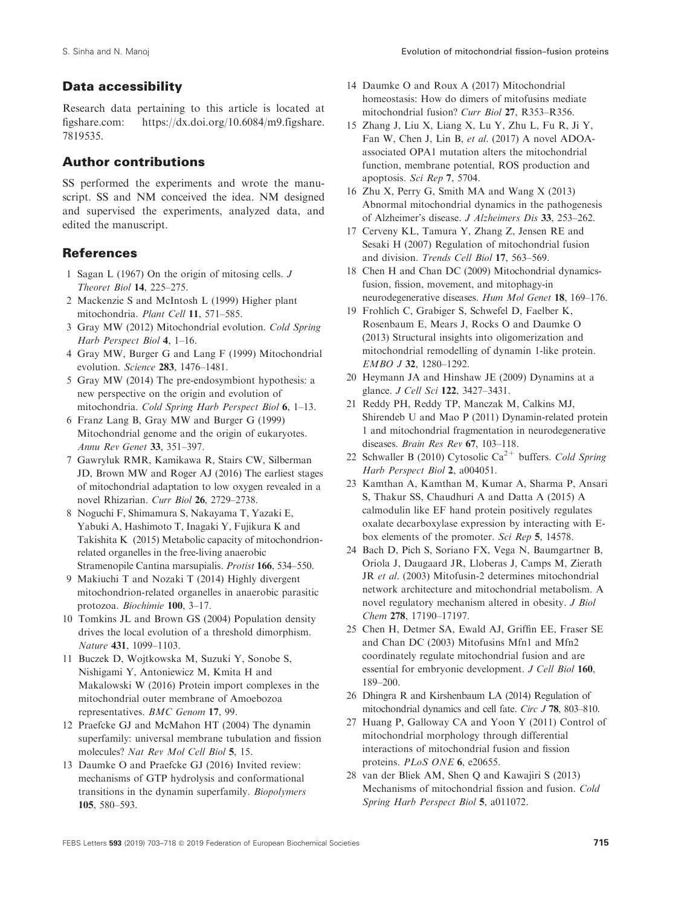## Data accessibility

Research data pertaining to this article is located at figshare.com: https://dx.doi.org/10.6084/m9.figshare.7819535.

## Author contributions

SS performed the experiments and wrote the manuscript. SS and NM conceived the idea. NM designed and supervised the experiments, analyzed data, and edited the manuscript.

## References

1. Sagan L (1967) On the origin of mitosing cells. *J Theoret Biol* **14**, 225–275.
2. Mackenzie S and McIntosh L (1999) Higher plant mitochondria. *Plant Cell* **11**, 571–585.
3. Gray MW (2012) Mitochondrial evolution. *Cold Spring Harb Perspect Biol* **4**, 1–16.
4. Gray MW, Burger G and Lang F (1999) Mitochondrial evolution. *Science* **283**, 1476–1481.
5. Gray MW (2014) The pre-endosymbiont hypothesis: a new perspective on the origin and evolution of mitochondria. *Cold Spring Harb Perspect Biol* **6**, 1–13.
6. Franz Lang B, Gray MW and Burger G (1999) Mitochondrial genome and the origin of eukaryotes. *Annu Rev Genet* **33**, 351–397.
7. Gawryluk RMR, Kamikawa R, Stairs CW, Silberman JD, Brown MW and Roger AJ (2016) The earliest stages of mitochondrial adaptation to low oxygen revealed in a novel Rhizarian. *Curr Biol* **26**, 2729–2738.
8. Noguchi F, Shimamura S, Nakayama T, Yazaki E, Yabuki A, Hashimoto T, Inagaki Y, Fujikura K and Takishita K (2015) Metabolic capacity of mitochondrion-related organelles in the free-living anaerobic Stramenopile Cantina marsupialis. *Protist* **166**, 534–550.
9. Makiuchi T and Nozaki T (2014) Highly divergent mitochondrion-related organelles in anaerobic parasitic protozoa. *Biochimie* **100**, 3–17.
10. Tomkins JL and Brown GS (2004) Population density drives the local evolution of a threshold dimorphism. *Nature* **431**, 1099–1103.
11. Buczek D, Wojtkowska M, Suzuki Y, Sonobe S, Nishigami Y, Antoniewicz M, Kmita H and Makalowski W (2016) Protein import complexes in the mitochondrial outer membrane of Amoebozoa representatives. *BMC Genom* **17**, 99.
12. Praefcke GJ and McMahon HT (2004) The dynamin superfamily: universal membrane tubulation and fission molecules? *Nat Rev Mol Cell Biol* **5**, 15.
13. Daumke O and Praefcke GJ (2016) Invited review: mechanisms of GTP hydrolysis and conformational transitions in the dynamin superfamily. *Biopolymers* **105**, 580–593.
14. Daumke O and Roux A (2017) Mitochondrial homeostasis: How do dimers of mitofusins mediate mitochondrial fusion? *Curr Biol* **27**, R353–R356.
15. Zhang J, Liu X, Liang X, Lu Y, Zhu L, Fu R, Ji Y, Fan W, Chen J, Lin B, *et al*. (2017) A novel ADOA-associated OPA1 mutation alters the mitochondrial function, membrane potential, ROS production and apoptosis. *Sci Rep* **7**, 5704.
16. Zhu X, Perry G, Smith MA and Wang X (2013) Abnormal mitochondrial dynamics in the pathogenesis of Alzheimer's disease. *J Alzheimers Dis* **33**, 253–262.
17. Cerveny KL, Tamura Y, Zhang Z, Jensen RE and Sesaki H (2007) Regulation of mitochondrial fusion and division. *Trends Cell Biol* **17**, 563–569.
18. Chen H and Chan DC (2009) Mitochondrial dynamics-fusion, fission, movement, and mitophagy-in neurodegenerative diseases. *Hum Mol Genet* **18**, 169–176.
19. Frohlich C, Grabiger S, Schwefel D, Faelber K, Rosenbaum E, Mears J, Rocks O and Daumke O (2013) Structural insights into oligomerization and mitochondrial remodelling of dynamin 1-like protein. *EMBO J* **32**, 1280–1292.
20. Heymann JA and Hinshaw JE (2009) Dynamins at a glance. *J Cell Sci* **122**, 3427–3431.
21. Reddy PH, Reddy TP, Manczak M, Calkins MJ, Shirendeb U and Mao P (2011) Dynamin-related protein 1 and mitochondrial fragmentation in neurodegenerative diseases. *Brain Res Rev* **67**, 103–118.
22. Schwaller B (2010) Cytosolic $Ca^{2+}$ buffers. *Cold Spring Harb Perspect Biol* **2**, a004051.
23. Kamthan A, Kamthan M, Kumar A, Sharma P, Ansari S, Thakur SS, Chaudhuri A and Datta A (2015) A calmodulin like EF hand protein positively regulates oxalate decarboxylase expression by interacting with E-box elements of the promoter. *Sci Rep* **5**, 14578.
24. Bach D, Pich S, Soriano FX, Vega N, Baumgartner B, Oriola J, Daugaard JR, Lloberas J, Camps M, Zierath JR *et al*. (2003) Mitofusin-2 determines mitochondrial network architecture and mitochondrial metabolism. A novel regulatory mechanism altered in obesity. *J Biol Chem* **278**, 17190–17197.
25. Chen H, Detmer SA, Ewald AJ, Griffin EE, Fraser SE and Chan DC (2003) Mitofusins Mfn1 and Mfn2 coordinately regulate mitochondrial fusion and are essential for embryonic development. *J Cell Biol* **160**, 189–200.
26. Dhingra R and Kirshenbaum LA (2014) Regulation of mitochondrial dynamics and cell fate. *Circ J* **78**, 803–810.
27. Huang P, Galloway CA and Yoon Y (2011) Control of mitochondrial morphology through differential interactions of mitochondrial fusion and fission proteins. *PLoS ONE* **6**, e20655.
28. van der Bliek AM, Shen Q and Kawajiri S (2013) Mechanisms of mitochondrial fission and fusion. *Cold Spring Harb Perspect Biol* **5**, a011072.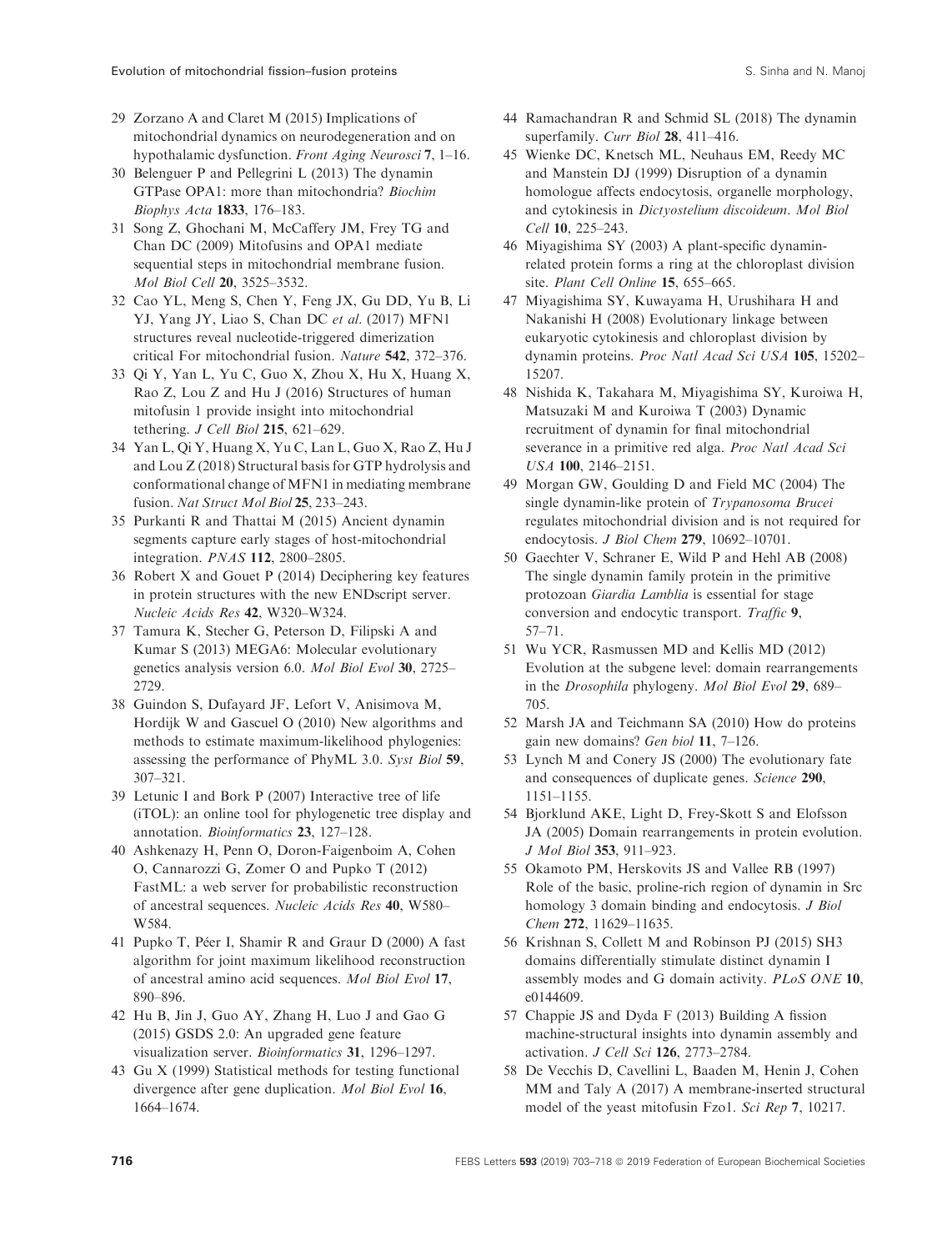29 Zorzano A and Claret M (2015) Implications of mitochondrial dynamics on neurodegeneration and on hypothalamic dysfunction. *Front Aging Neurosci* **7**, 1–16.

30 Belenguer P and Pellegrini L (2013) The dynamin GTPase OPA1: more than mitochondria? *Biochim Biophys Acta* **1833**, 176–183.

31 Song Z, Ghochani M, McCaffery JM, Frey TG and Chan DC (2009) Mitofusins and OPA1 mediate sequential steps in mitochondrial membrane fusion. *Mol Biol Cell* **20**, 3525–3532.

32 Cao YL, Meng S, Chen Y, Feng JX, Gu DD, Yu B, Li YJ, Yang JY, Liao S, Chan DC *et al*. (2017) MFN1 structures reveal nucleotide-triggered dimerization critical For mitochondrial fusion. *Nature* **542**, 372–376.

33 Qi Y, Yan L, Yu C, Guo X, Zhou X, Hu X, Huang X, Rao Z, Lou Z and Hu J (2016) Structures of human mitofusin 1 provide insight into mitochondrial tethering. *J Cell Biol* **215**, 621–629.

34 Yan L, Qi Y, Huang X, Yu C, Lan L, Guo X, Rao Z, Hu J and Lou Z (2018) Structural basis for GTP hydrolysis and conformational change of MFN1 in mediating membrane fusion. *Nat Struct Mol Biol* **25**, 233–243.

35 Purkanti R and Thattai M (2015) Ancient dynamin segments capture early stages of host-mitochondrial integration. *PNAS* **112**, 2800–2805.

36 Robert X and Gouet P (2014) Deciphering key features in protein structures with the new ENDscript server. *Nucleic Acids Res* **42**, W320–W324.

37 Tamura K, Stecher G, Peterson D, Filipski A and Kumar S (2013) MEGA6: Molecular evolutionary genetics analysis version 6.0. *Mol Biol Evol* **30**, 2725–2729.

38 Guindon S, Dufayard JF, Lefort V, Anisimova M, Hordijk W and Gascuel O (2010) New algorithms and methods to estimate maximum-likelihood phylogenies: assessing the performance of PhyML 3.0. *Syst Biol* **59**, 307–321.

39 Letunic I and Bork P (2007) Interactive tree of life (iTOL): an online tool for phylogenetic tree display and annotation. *Bioinformatics* **23**, 127–128.

40 Ashkenazy H, Penn O, Doron-Faigenboim A, Cohen O, Cannarozzi G, Zomer O and Pupko T (2012) FastML: a web server for probabilistic reconstruction of ancestral sequences. *Nucleic Acids Res* **40**, W580–W584.

41 Pupko T, Péer I, Shamir R and Graur D (2000) A fast algorithm for joint maximum likelihood reconstruction of ancestral amino acid sequences. *Mol Biol Evol* **17**, 890–896.

42 Hu B, Jin J, Guo AY, Zhang H, Luo J and Gao G (2015) GSDS 2.0: An upgraded gene feature visualization server. *Bioinformatics* **31**, 1296–1297.

43 Gu X (1999) Statistical methods for testing functional divergence after gene duplication. *Mol Biol Evol* **16**, 1664–1674.

44 Ramachandran R and Schmid SL (2018) The dynamin superfamily. *Curr Biol* **28**, 411–416.

45 Wienke DC, Knetsch ML, Neuhaus EM, Reedy MC and Manstein DJ (1999) Disruption of a dynamin homologue affects endocytosis, organelle morphology, and cytokinesis in *Dictyostelium discoideum*. *Mol Biol Cell* **10**, 225–243.

46 Miyagishima SY (2003) A plant-specific dynamin-related protein forms a ring at the chloroplast division site. *Plant Cell Online* **15**, 655–665.

47 Miyagishima SY, Kuwayama H, Urushihara H and Nakanishi H (2008) Evolutionary linkage between eukaryotic cytokinesis and chloroplast division by dynamin proteins. *Proc Natl Acad Sci USA* **105**, 15202–15207.

48 Nishida K, Takahara M, Miyagishima SY, Kuroiwa H, Matsuzaki M and Kuroiwa T (2003) Dynamic recruitment of dynamin for final mitochondrial severance in a primitive red alga. *Proc Natl Acad Sci USA* **100**, 2146–2151.

49 Morgan GW, Goulding D and Field MC (2004) The single dynamin-like protein of *Trypanosoma Brucei* regulates mitochondrial division and is not required for endocytosis. *J Biol Chem* **279**, 10692–10701.

50 Gaechter V, Schraner E, Wild P and Hehl AB (2008) The single dynamin family protein in the primitive protozoan *Giardia Lamblia* is essential for stage conversion and endocytic transport. *Traffic* **9**, 57–71.

51 Wu YCR, Rasmussen MD and Kellis MD (2012) Evolution at the subgene level: domain rearrangements in the *Drosophila* phylogeny. *Mol Biol Evol* **29**, 689–705.

52 Marsh JA and Teichmann SA (2010) How do proteins gain new domains? *Gen biol* **11**, 7–126.

53 Lynch M and Conery JS (2000) The evolutionary fate and consequences of duplicate genes. *Science* **290**, 1151–1155.

54 Bjorklund AKE, Light D, Frey-Skott S and Elofsson JA (2005) Domain rearrangements in protein evolution. *J Mol Biol* **353**, 911–923.

55 Okamoto PM, Herskovits JS and Vallee RB (1997) Role of the basic, proline-rich region of dynamin in Src homology 3 domain binding and endocytosis. *J Biol Chem* **272**, 11629–11635.

56 Krishnan S, Collett M and Robinson PJ (2015) SH3 domains differentially stimulate distinct dynamin I assembly modes and G domain activity. *PLoS ONE* **10**, e0144609.

57 Chappie JS and Dyda F (2013) Building A fission machine-structural insights into dynamin assembly and activation. *J Cell Sci* **126**, 2773–2784.

58 De Vecchis D, Cavellini L, Baaden M, Henin J, Cohen MM and Taly A (2017) A membrane-inserted structural model of the yeast mitofusin Fzo1. *Sci Rep* **7**, 10217.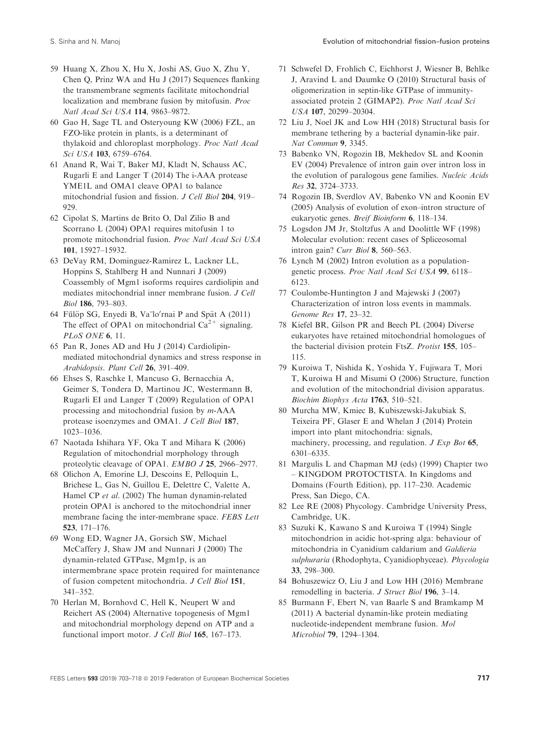59 Huang X, Zhou X, Hu X, Joshi AS, Guo X, Zhu Y, Chen Q, Prinz WA and Hu J (2017) Sequences flanking the transmembrane segments facilitate mitochondrial localization and membrane fusion by mitofusin. *Proc Natl Acad Sci USA* **114**, 9863–9872.

60 Gao H, Sage TL and Osteryoung KW (2006) FZL, an FZO-like protein in plants, is a determinant of thylakoid and chloroplast morphology. *Proc Natl Acad Sci USA* **103**, 6759–6764.

61 Anand R, Wai T, Baker MJ, Kladt N, Schauss AC, Rugarli E and Langer T (2014) The i-AAA protease YME1L and OMA1 cleave OPA1 to balance mitochondrial fusion and fission. *J Cell Biol* **204**, 919–929.

62 Cipolat S, Martins de Brito O, Dal Zilio B and Scorrano L (2004) OPA1 requires mitofusin 1 to promote mitochondrial fusion. *Proc Natl Acad Sci USA* **101**, 15927–15932.

63 DeVay RM, Dominguez-Ramirez L, Lackner LL, Hoppins S, Stahlberg H and Nunnari J (2009) Coassembly of Mgm1 isoforms requires cardiolipin and mediates mitochondrial inner membrane fusion. *J Cell Biol* **186**, 793–803.

64 Fűlöp SG, Enyedi B, Va¨lo′rnai P and Spät A (2011) The effect of OPA1 on mitochondrial $Ca^{2+}$ signaling. *PLoS ONE* **6**, 11.

65 Pan R, Jones AD and Hu J (2014) Cardiolipin-mediated mitochondrial dynamics and stress response in *Arabidopsis*. *Plant Cell* **26**, 391–409.

66 Ehses S, Raschke I, Mancuso G, Bernacchia A, Geimer S, Tondera D, Martinou JC, Westermann B, Rugarli EI and Langer T (2009) Regulation of OPA1 processing and mitochondrial fusion by *m*-AAA protease isoenzymes and OMA1. *J Cell Biol* **187**, 1023–1036.

67 Naotada Ishihara YF, Oka T and Mihara K (2006) Regulation of mitochondrial morphology through proteolytic cleavage of OPA1. *EMBO J* **25**, 2966–2977.

68 Olichon A, Emorine LJ, Descoins E, Pelloquin L, Brichese L, Gas N, Guillou E, Delettre C, Valette A, Hamel CP *et al.* (2002) The human dynamin-related protein OPA1 is anchored to the mitochondrial inner membrane facing the inter-membrane space. *FEBS Lett* **523**, 171–176.

69 Wong ED, Wagner JA, Gorsich SW, Michael McCaffery J, Shaw JM and Nunnari J (2000) The dynamin-related GTPase, Mgm1p, is an intermembrane space protein required for maintenance of fusion competent mitochondria. *J Cell Biol* **151**, 341–352.

70 Herlan M, Bornhovd C, Hell K, Neupert W and Reichert AS (2004) Alternative topogenesis of Mgm1 and mitochondrial morphology depend on ATP and a functional import motor. *J Cell Biol* **165**, 167–173.

71 Schwefel D, Frohlich C, Eichhorst J, Wiesner B, Behlke J, Aravind L and Daumke O (2010) Structural basis of oligomerization in septin-like GTPase of immunity-associated protein 2 (GIMAP2). *Proc Natl Acad Sci USA* **107**, 20299–20304.

72 Liu J, Noel JK and Low HH (2018) Structural basis for membrane tethering by a bacterial dynamin-like pair. *Nat Commun* **9**, 3345.

73 Babenko VN, Rogozin IB, Mekhedov SL and Koonin EV (2004) Prevalence of intron gain over intron loss in the evolution of paralogous gene families. *Nucleic Acids Res* **32**, 3724–3733.

74 Rogozin IB, Sverdlov AV, Babenko VN and Koonin EV (2005) Analysis of evolution of exon–intron structure of eukaryotic genes. *Breif Bioinform* **6**, 118–134.

75 Logsdon JM Jr, Stoltzfus A and Doolittle WF (1998) Molecular evolution: recent cases of Spliceosomal intron gain? *Curr Biol* **8**, 560–563.

76 Lynch M (2002) Intron evolution as a population-genetic process. *Proc Natl Acad Sci USA* **99**, 6118–6123.

77 Coulombe-Huntington J and Majewski J (2007) Characterization of intron loss events in mammals. *Genome Res* **17**, 23–32.

78 Kiefel BR, Gilson PR and Beech PL (2004) Diverse eukaryotes have retained mitochondrial homologues of the bacterial division protein FtsZ. *Protist* **155**, 105–115.

79 Kuroiwa T, Nishida K, Yoshida Y, Fujiwara T, Mori T, Kuroiwa H and Misumi O (2006) Structure, function and evolution of the mitochondrial division apparatus. *Biochim Biophys Acta* **1763**, 510–521.

80 Murcha MW, Kmiec B, Kubiszewski-Jakubiak S, Teixeira PF, Glaser E and Whelan J (2014) Protein import into plant mitochondria: signals, machinery, processing, and regulation. *J Exp Bot* **65**, 6301–6335.

81 Margulis L and Chapman MJ (eds) (1999) Chapter two – KINGDOM PROTOCTISTA. In Kingdoms and Domains (Fourth Edition), pp. 117–230. Academic Press, San Diego, CA.

82 Lee RE (2008) Phycology. Cambridge University Press, Cambridge, UK.

83 Suzuki K, Kawano S and Kuroiwa T (1994) Single mitochondrion in acidic hot-spring alga: behaviour of mitochondria in Cyanidium caldarium and *Galdieria sulphuraria* (Rhodophyta, Cyanidiophyceae). *Phycologia* **33**, 298–300.

84 Bohuszewicz O, Liu J and Low HH (2016) Membrane remodelling in bacteria. *J Struct Biol* **196**, 3–14.

85 Burmann F, Ebert N, van Baarle S and Bramkamp M (2011) A bacterial dynamin-like protein mediating nucleotide-independent membrane fusion. *Mol Microbiol* **79**, 1294–1304.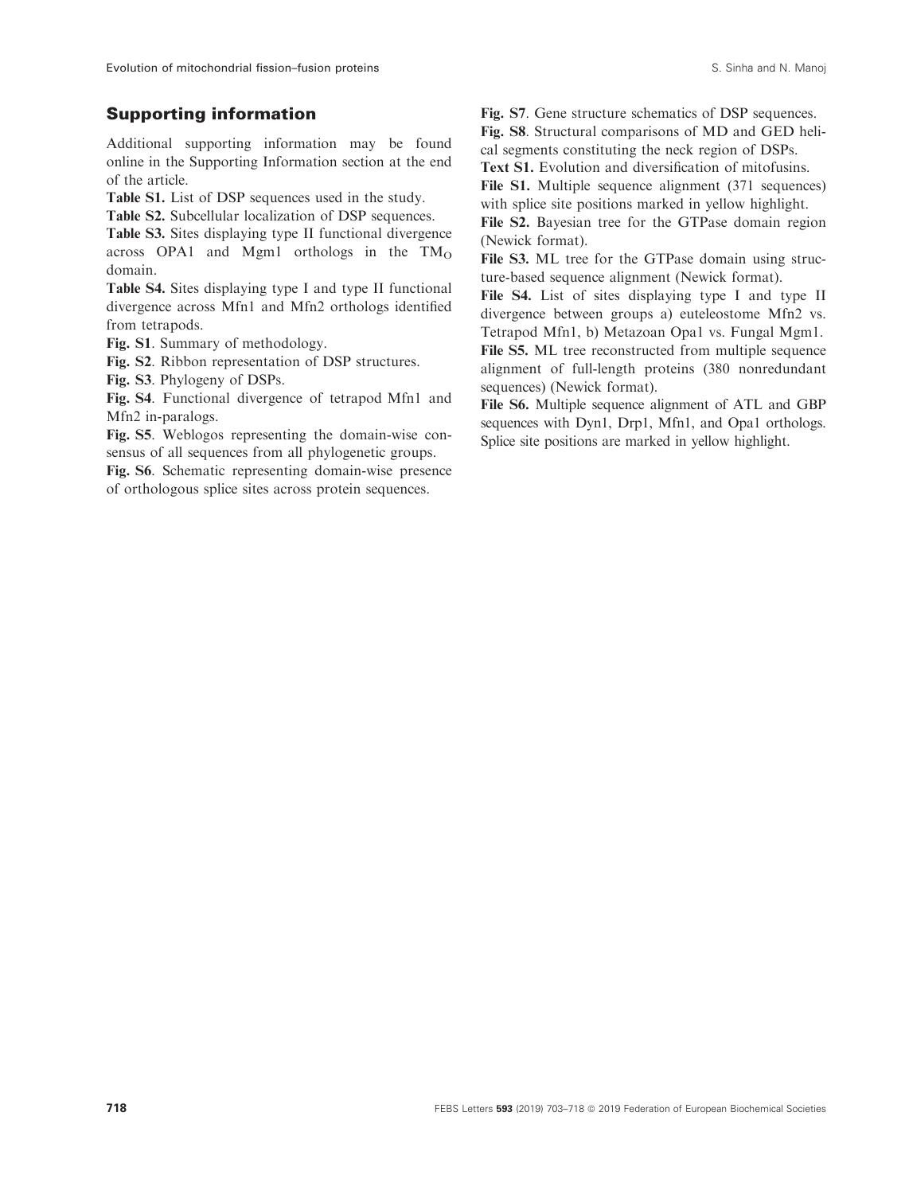## Supporting information

Additional supporting information may be found online in the Supporting Information section at the end of the article.

**Table S1.** List of DSP sequences used in the study.

**Table S2.** Subcellular localization of DSP sequences.

**Table S3.** Sites displaying type II functional divergence across OPA1 and Mgm1 orthologs in the $TM_O$ domain.

**Table S4.** Sites displaying type I and type II functional divergence across Mfn1 and Mfn2 orthologs identified from tetrapods.

**Fig. S1**. Summary of methodology.

**Fig. S2**. Ribbon representation of DSP structures.

**Fig. S3**. Phylogeny of DSPs.

**Fig. S4**. Functional divergence of tetrapod Mfn1 and Mfn2 in-paralogs.

**Fig. S5**. Weblogos representing the domain-wise consensus of all sequences from all phylogenetic groups.

**Fig. S6**. Schematic representing domain-wise presence of orthologous splice sites across protein sequences.

**Fig. S7**. Gene structure schematics of DSP sequences.

**Fig. S8**. Structural comparisons of MD and GED helical segments constituting the neck region of DSPs.

**Text S1.** Evolution and diversification of mitofusins.

**File S1.** Multiple sequence alignment (371 sequences) with splice site positions marked in yellow highlight.

**File S2.** Bayesian tree for the GTPase domain region (Newick format).

**File S3.** ML tree for the GTPase domain using structure-based sequence alignment (Newick format).

**File S4.** List of sites displaying type I and type II divergence between groups a) euteleostome Mfn2 vs. Tetrapod Mfn1, b) Metazoan Opa1 vs. Fungal Mgm1.

**File S5.** ML tree reconstructed from multiple sequence alignment of full-length proteins (380 nonredundant sequences) (Newick format).

**File S6.** Multiple sequence alignment of ATL and GBP sequences with Dyn1, Drp1, Mfn1, and Opa1 orthologs. Splice site positions are marked in yellow highlight.